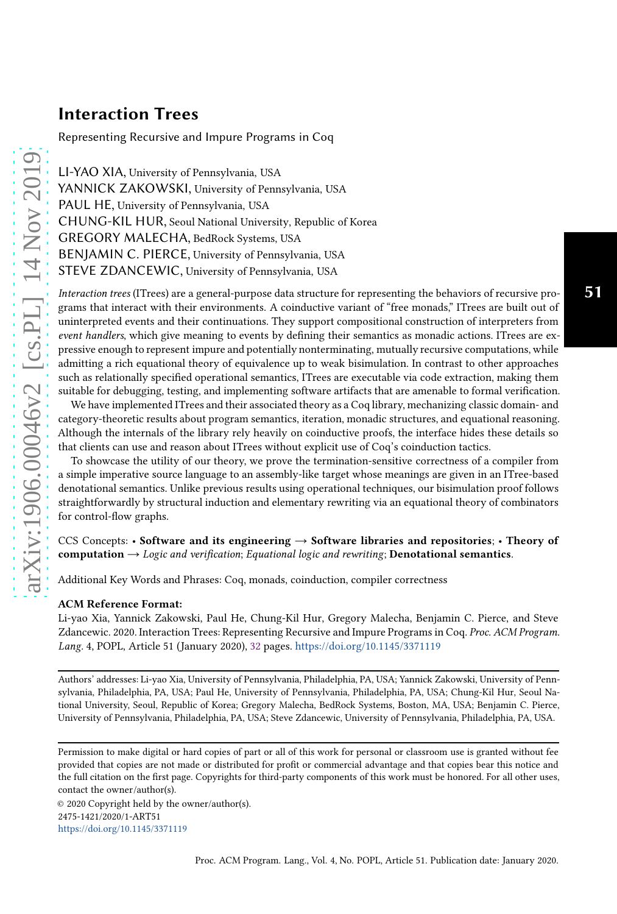# Interaction Trees

Representing Recursive and Impure Programs in Coq

LI-YAO XIA, University of Pennsylvania, USA
YANNICK ZAKOWSKI, University of Pennsylvania, USA
PAUL HE, University of Pennsylvania, USA
CHUNG-KIL HUR, Seoul National University, Republic of Korea
GREGORY MALECHA, BedRock Systems, USA
BENJAMIN C. PIERCE, University of Pennsylvania, USA
STEVE ZDANCEWIC, University of Pennsylvania, USA

*Interaction trees* (ITrees) are a general-purpose data structure for representing the behaviors of recursive programs that interact with their environments. A coinductive variant of "free monads," ITrees are built out of uninterpreted events and their continuations. They support compositional construction of interpreters from *event handlers*, which give meaning to events by defining their semantics as monadic actions. ITrees are expressive enough to represent impure and potentially nonterminating, mutually recursive computations, while admitting a rich equational theory of equivalence up to weak bisimulation. In contrast to other approaches such as relationally specified operational semantics, ITrees are executable via code extraction, making them suitable for debugging, testing, and implementing software artifacts that are amenable to formal verification.

We have implemented ITrees and their associated theory as a Coq library, mechanizing classic domain- and category-theoretic results about program semantics, iteration, monadic structures, and equational reasoning. Although the internals of the library rely heavily on coinductive proofs, the interface hides these details so that clients can use and reason about ITrees without explicit use of Coq's coinduction tactics.

To showcase the utility of our theory, we prove the termination-sensitive correctness of a compiler from a simple imperative source language to an assembly-like target whose meanings are given in an ITree-based denotational semantics. Unlike previous results using operational techniques, our bisimulation proof follows straightforwardly by structural induction and elementary rewriting via an equational theory of combinators for control-flow graphs.

CCS Concepts: • **Software and its engineering** → **Software libraries and repositories**; • **Theory of computation** → *Logic and verification*; *Equational logic and rewriting*; **Denotational semantics**.

Additional Key Words and Phrases: Coq, monads, coinduction, compiler correctness

**ACM Reference Format:**
Li-yao Xia, Yannick Zakowski, Paul He, Chung-Kil Hur, Gregory Malecha, Benjamin C. Pierce, and Steve Zdancewic. 2020. Interaction Trees: Representing Recursive and Impure Programs in Coq. *Proc. ACM Program. Lang.* 4, POPL, Article 51 (January 2020), 32 pages. https://doi.org/10.1145/3371119

Authors' addresses: Li-yao Xia, University of Pennsylvania, Philadelphia, PA, USA; Yannick Zakowski, University of Pennsylvania, Philadelphia, PA, USA; Paul He, University of Pennsylvania, Philadelphia, PA, USA; Chung-Kil Hur, Seoul National University, Seoul, Republic of Korea; Gregory Malecha, BedRock Systems, Boston, MA, USA; Benjamin C. Pierce, University of Pennsylvania, Philadelphia, PA, USA; Steve Zdancewic, University of Pennsylvania, Philadelphia, PA, USA.

Permission to make digital or hard copies of part or all of this work for personal or classroom use is granted without fee provided that copies are not made or distributed for profit or commercial advantage and that copies bear this notice and the full citation on the first page. Copyrights for third-party components of this work must be honored. For all other uses, contact the owner/author(s).

© 2020 Copyright held by the owner/author(s).
2475-1421/2020/1-ART51
https://doi.org/10.1145/3371119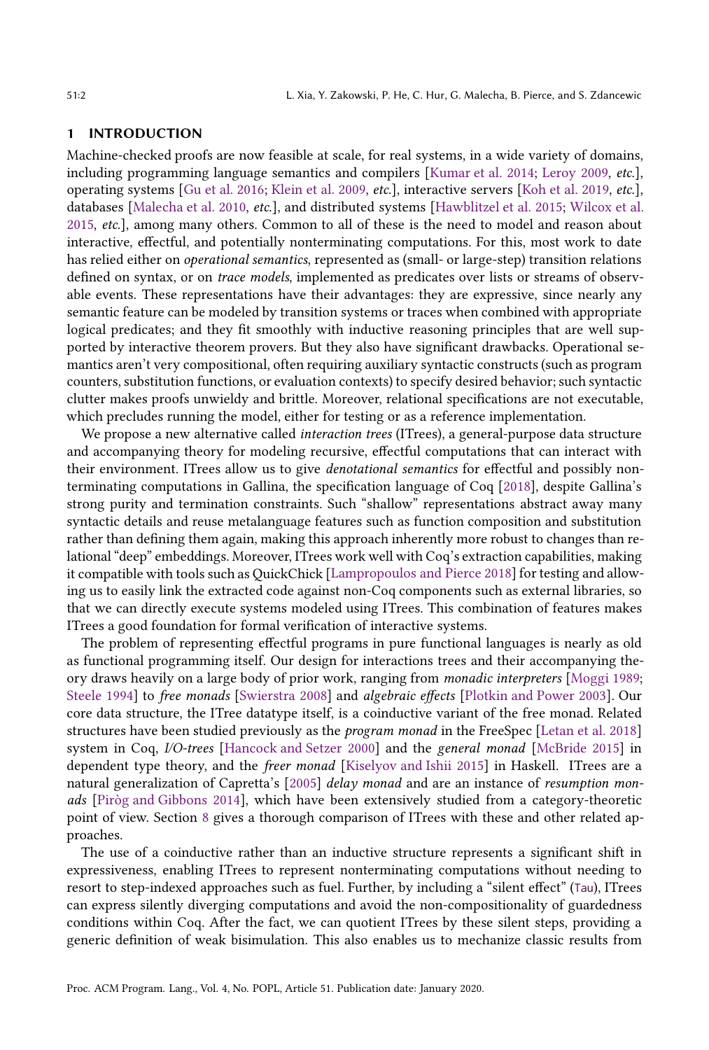## 1 INTRODUCTION

Machine-checked proofs are now feasible at scale, for real systems, in a wide variety of domains, including programming language semantics and compilers [Kumar et al. 2014; Leroy 2009, *etc.*], operating systems [Gu et al. 2016; Klein et al. 2009, *etc.*], interactive servers [Koh et al. 2019, *etc.*], databases [Malecha et al. 2010, *etc.*], and distributed systems [Hawblitzel et al. 2015; Wilcox et al. 2015, *etc.*], among many others. Common to all of these is the need to model and reason about interactive, effectful, and potentially nonterminating computations. For this, most work to date has relied either on *operational semantics*, represented as (small- or large-step) transition relations defined on syntax, or on *trace models*, implemented as predicates over lists or streams of observable events. These representations have their advantages: they are expressive, since nearly any semantic feature can be modeled by transition systems or traces when combined with appropriate logical predicates; and they fit smoothly with inductive reasoning principles that are well supported by interactive theorem provers. But they also have significant drawbacks. Operational semantics aren't very compositional, often requiring auxiliary syntactic constructs (such as program counters, substitution functions, or evaluation contexts) to specify desired behavior; such syntactic clutter makes proofs unwieldy and brittle. Moreover, relational specifications are not executable, which precludes running the model, either for testing or as a reference implementation.

We propose a new alternative called *interaction trees* (ITrees), a general-purpose data structure and accompanying theory for modeling recursive, effectful computations that can interact with their environment. ITrees allow us to give *denotational semantics* for effectful and possibly nonterminating computations in Gallina, the specification language of Coq [2018], despite Gallina's strong purity and termination constraints. Such "shallow" representations abstract away many syntactic details and reuse metalanguage features such as function composition and substitution rather than defining them again, making this approach inherently more robust to changes than relational "deep" embeddings. Moreover, ITrees work well with Coq's extraction capabilities, making it compatible with tools such as QuickChick [Lampropoulos and Pierce 2018] for testing and allowing us to easily link the extracted code against non-Coq components such as external libraries, so that we can directly execute systems modeled using ITrees. This combination of features makes ITrees a good foundation for formal verification of interactive systems.

The problem of representing effectful programs in pure functional languages is nearly as old as functional programming itself. Our design for interactions trees and their accompanying theory draws heavily on a large body of prior work, ranging from *monadic interpreters* [Moggi 1989; Steele 1994] to *free monads* [Swierstra 2008] and *algebraic effects* [Plotkin and Power 2003]. Our core data structure, the ITree datatype itself, is a coinductive variant of the free monad. Related structures have been studied previously as the *program monad* in the FreeSpec [Letan et al. 2018] system in Coq, *I/O-trees* [Hancock and Setzer 2000] and the *general monad* [McBride 2015] in dependent type theory, and the *freer monad* [Kiselyov and Ishii 2015] in Haskell. ITrees are a natural generalization of Capretta's [2005] *delay monad* and are an instance of *resumption monads* [Piròg and Gibbons 2014], which have been extensively studied from a category-theoretic point of view. Section 8 gives a thorough comparison of ITrees with these and other related approaches.

The use of a coinductive rather than an inductive structure represents a significant shift in expressiveness, enabling ITrees to represent nonterminating computations without needing to resort to step-indexed approaches such as fuel. Further, by including a "silent effect" (`Tau`), ITrees can express silently diverging computations and avoid the non-compositionality of guardedness conditions within Coq. After the fact, we can quotient ITrees by these silent steps, providing a generic definition of weak bisimulation. This also enables us to mechanize classic results from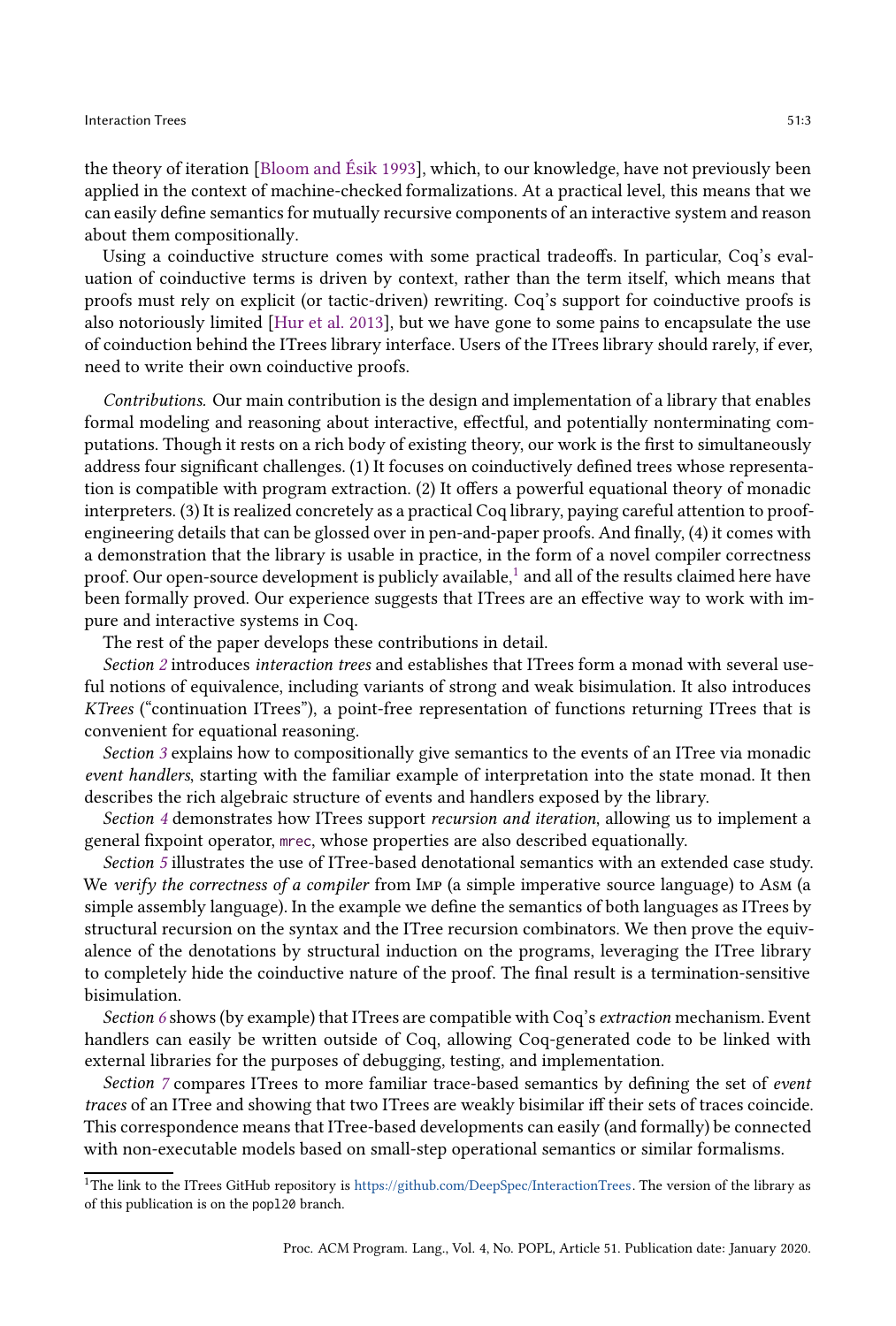the theory of iteration [Bloom and Ésik 1993], which, to our knowledge, have not previously been applied in the context of machine-checked formalizations. At a practical level, this means that we can easily define semantics for mutually recursive components of an interactive system and reason about them compositionally.

Using a coinductive structure comes with some practical tradeoffs. In particular, Coq's evaluation of coinductive terms is driven by context, rather than the term itself, which means that proofs must rely on explicit (or tactic-driven) rewriting. Coq's support for coinductive proofs is also notoriously limited [Hur et al. 2013], but we have gone to some pains to encapsulate the use of coinduction behind the ITrees library interface. Users of the ITrees library should rarely, if ever, need to write their own coinductive proofs.

*Contributions.* Our main contribution is the design and implementation of a library that enables formal modeling and reasoning about interactive, effectful, and potentially nonterminating computations. Though it rests on a rich body of existing theory, our work is the first to simultaneously address four significant challenges. (1) It focuses on coinductively defined trees whose representation is compatible with program extraction. (2) It offers a powerful equational theory of monadic interpreters. (3) It is realized concretely as a practical Coq library, paying careful attention to proof-engineering details that can be glossed over in pen-and-paper proofs. And finally, (4) it comes with a demonstration that the library is usable in practice, in the form of a novel compiler correctness proof. Our open-source development is publicly available,[1] and all of the results claimed here have been formally proved. Our experience suggests that ITrees are an effective way to work with impure and interactive systems in Coq.

The rest of the paper develops these contributions in detail.

*Section 2* introduces *interaction trees* and establishes that ITrees form a monad with several useful notions of equivalence, including variants of strong and weak bisimulation. It also introduces *KTrees* ("continuation ITrees"), a point-free representation of functions returning ITrees that is convenient for equational reasoning.

*Section 3* explains how to compositionally give semantics to the events of an ITree via monadic *event handlers*, starting with the familiar example of interpretation into the state monad. It then describes the rich algebraic structure of events and handlers exposed by the library.

*Section 4* demonstrates how ITrees support *recursion and iteration*, allowing us to implement a general fixpoint operator, `mrec`, whose properties are also described equationally.

*Section 5* illustrates the use of ITree-based denotational semantics with an extended case study. We *verify the correctness of a compiler* from Imp (a simple imperative source language) to Asm (a simple assembly language). In the example we define the semantics of both languages as ITrees by structural recursion on the syntax and the ITree recursion combinators. We then prove the equivalence of the denotations by structural induction on the programs, leveraging the ITree library to completely hide the coinductive nature of the proof. The final result is a termination-sensitive bisimulation.

*Section 6* shows (by example) that ITrees are compatible with Coq's *extraction* mechanism. Event handlers can easily be written outside of Coq, allowing Coq-generated code to be linked with external libraries for the purposes of debugging, testing, and implementation.

*Section 7* compares ITrees to more familiar trace-based semantics by defining the set of *event traces* of an ITree and showing that two ITrees are weakly bisimilar iff their sets of traces coincide. This correspondence means that ITree-based developments can easily (and formally) be connected with non-executable models based on small-step operational semantics or similar formalisms.

[1] The link to the ITrees GitHub repository is https://github.com/DeepSpec/InteractionTrees. The version of the library as of this publication is on the `popl20` branch.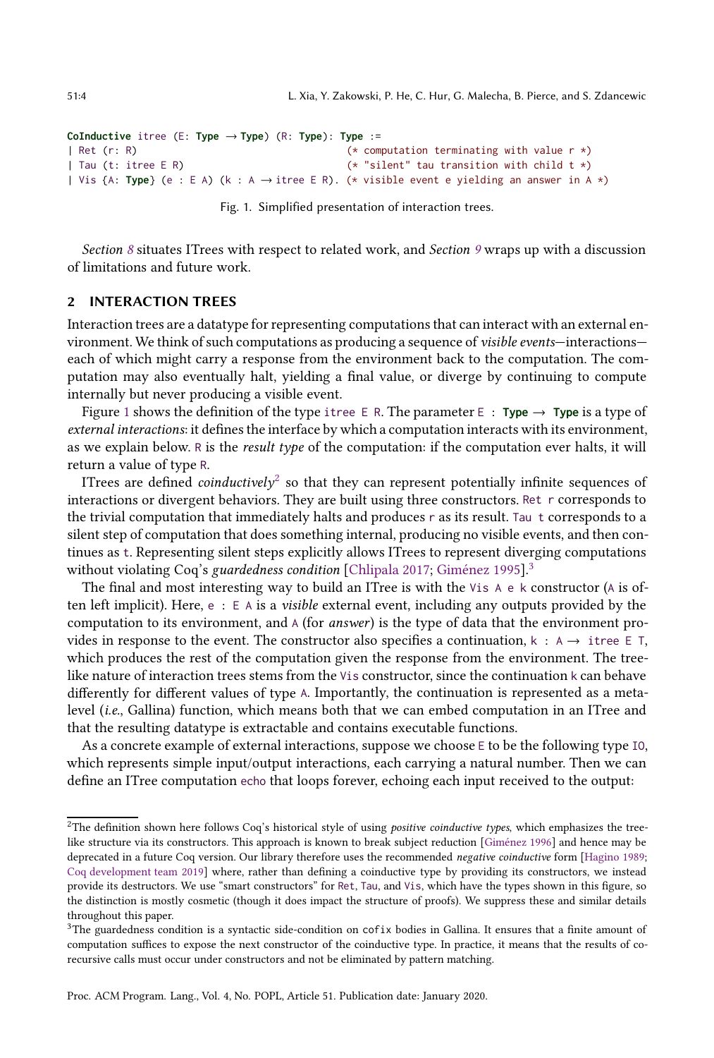```
CoInductive itree (E: Type → Type) (R: Type): Type :=
| Ret (r: R)                                 (* computation terminating with value r *)
| Tau (t: itree E R)                         (* "silent" tau transition with child t *)
| Vis {A: Type} (e : E A) (k : A → itree E R). (* visible event e yielding an answer in A *)
```

Fig. 1. Simplified presentation of interaction trees.

*Section 8* situates ITrees with respect to related work, and *Section 9* wraps up with a discussion of limitations and future work.

## 2 INTERACTION TREES

Interaction trees are a datatype for representing computations that can interact with an external environment. We think of such computations as producing a sequence of *visible events*—interactions—each of which might carry a response from the environment back to the computation. The computation may also eventually halt, yielding a final value, or diverge by continuing to compute internally but never producing a visible event.

Figure 1 shows the definition of the type `itree E R`. The parameter `E : Type → Type` is a type of *external interactions*: it defines the interface by which a computation interacts with its environment, as we explain below. `R` is the *result type* of the computation: if the computation ever halts, it will return a value of type `R`.

ITrees are defined *coinductively*[2] so that they can represent potentially infinite sequences of interactions or divergent behaviors. They are built using three constructors. `Ret r` corresponds to the trivial computation that immediately halts and produces `r` as its result. `Tau t` corresponds to a silent step of computation that does something internal, producing no visible events, and then continues as `t`. Representing silent steps explicitly allows ITrees to represent diverging computations without violating Coq's *guardedness condition* [Chlipala 2017; Giménez 1995].[3]

The final and most interesting way to build an ITree is with the `Vis A e k` constructor (`A` is often left implicit). Here, `e : E A` is a *visible* external event, including any outputs provided by the computation to its environment, and `A` (for *answer*) is the type of data that the environment provides in response to the event. The constructor also specifies a continuation, `k : A → itree E T`, which produces the rest of the computation given the response from the environment. The tree-like nature of interaction trees stems from the `Vis` constructor, since the continuation `k` can behave differently for different values of type `A`. Importantly, the continuation is represented as a meta-level (*i.e.*, Gallina) function, which means both that we can embed computation in an ITree and that the resulting datatype is extractable and contains executable functions.

As a concrete example of external interactions, suppose we choose `E` to be the following type `IO`, which represents simple input/output interactions, each carrying a natural number. Then we can define an ITree computation `echo` that loops forever, echoing each input received to the output:

---

[2] The definition shown here follows Coq's historical style of using *positive coinductive types*, which emphasizes the tree-like structure via its constructors. This approach is known to break subject reduction [Giménez 1996] and hence may be deprecated in a future Coq version. Our library therefore uses the recommended *negative coinductive* form [Hagino 1989; Coq development team 2019] where, rather than defining a coinductive type by providing its constructors, we instead provide its destructors. We use "smart constructors" for `Ret`, `Tau`, and `Vis`, which have the types shown in this figure, so the distinction is mostly cosmetic (though it does impact the structure of proofs). We suppress these and similar details throughout this paper.

[3] The guardedness condition is a syntactic side-condition on `cofix` bodies in Gallina. It ensures that a finite amount of computation suffices to expose the next constructor of the coinductive type. In practice, it means that the results of corecursive calls must occur under constructors and not be eliminated by pattern matching.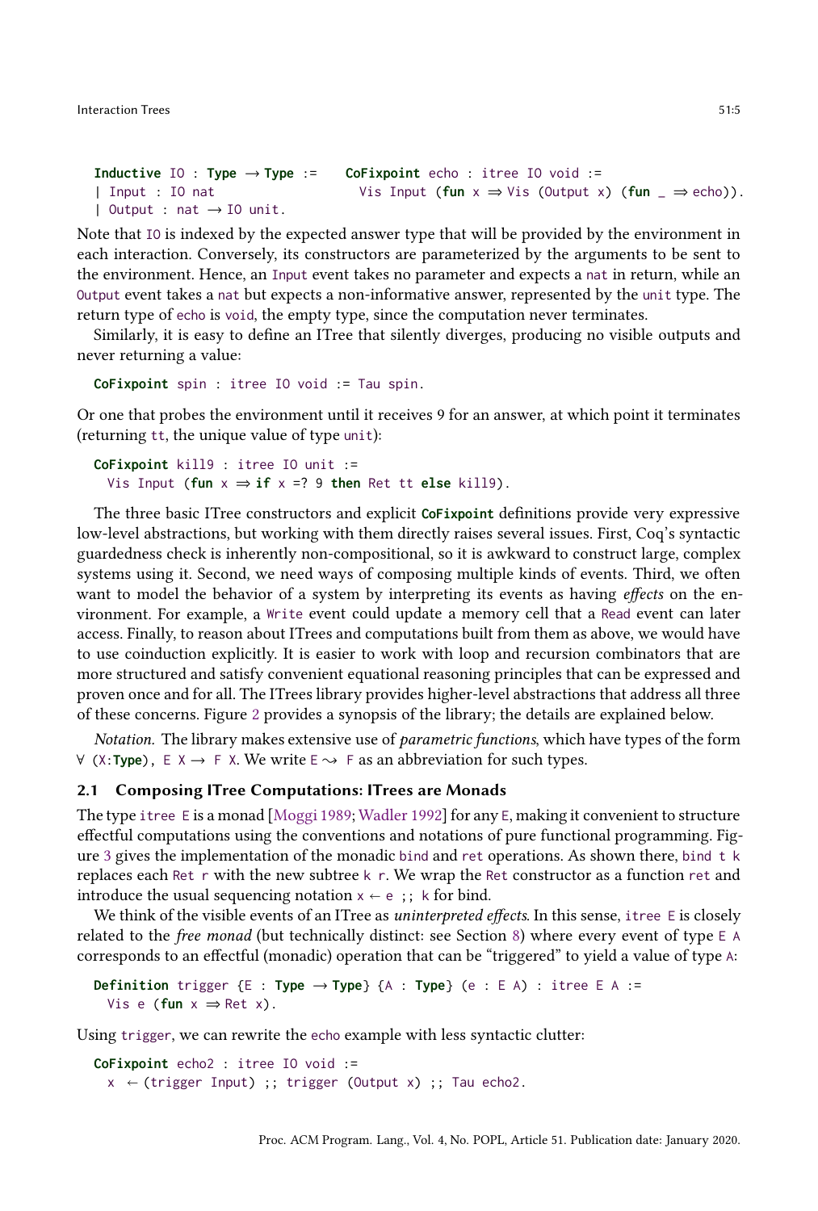```
Inductive IO : Type → Type :=
| Input : IO nat
| Output : nat → IO unit.
```

```
CoFixpoint echo : itree IO void :=
  Vis Input (fun x ⇒ Vis (Output x) (fun _ ⇒ echo)).
```

Note that IO is indexed by the expected answer type that will be provided by the environment in each interaction. Conversely, its constructors are parameterized by the arguments to be sent to the environment. Hence, an Input event takes no parameter and expects a nat in return, while an Output event takes a nat but expects a non-informative answer, represented by the unit type. The return type of echo is void, the empty type, since the computation never terminates.

Similarly, it is easy to define an ITree that silently diverges, producing no visible outputs and never returning a value:

```
CoFixpoint spin : itree IO void := Tau spin.
```

Or one that probes the environment until it receives 9 for an answer, at which point it terminates (returning tt, the unique value of type unit):

```
CoFixpoint kill9 : itree IO unit :=
  Vis Input (fun x ⇒ if x =? 9 then Ret tt else kill9).
```

The three basic ITree constructors and explicit **CoFixpoint** definitions provide very expressive low-level abstractions, but working with them directly raises several issues. First, Coq's syntactic guardedness check is inherently non-compositional, so it is awkward to construct large, complex systems using it. Second, we need ways of composing multiple kinds of events. Third, we often want to model the behavior of a system by interpreting its events as having *effects* on the environment. For example, a Write event could update a memory cell that a Read event can later access. Finally, to reason about ITrees and computations built from them as above, we would have to use coinduction explicitly. It is easier to work with loop and recursion combinators that are more structured and satisfy convenient equational reasoning principles that can be expressed and proven once and for all. The ITrees library provides higher-level abstractions that address all three of these concerns. Figure 2 provides a synopsis of the library; the details are explained below.

*Notation.* The library makes extensive use of *parametric functions*, which have types of the form ∀ (X:**Type**), E X → F X. We write E ⇝ F as an abbreviation for such types.

### 2.1 Composing ITree Computations: ITrees are Monads

The type itree E is a monad [Moggi 1989; Wadler 1992] for any E, making it convenient to structure effectful computations using the conventions and notations of pure functional programming. Figure 3 gives the implementation of the monadic bind and ret operations. As shown there, bind t k replaces each Ret r with the new subtree k r. We wrap the Ret constructor as a function ret and introduce the usual sequencing notation x ← e ;; k for bind.

We think of the visible events of an ITree as *uninterpreted effects*. In this sense, itree E is closely related to the *free monad* (but technically distinct: see Section 8) where every event of type E A corresponds to an effectful (monadic) operation that can be "triggered" to yield a value of type A:

```
Definition trigger {E : Type → Type} {A : Type} (e : E A) : itree E A :=
  Vis e (fun x ⇒ Ret x).
```

Using trigger, we can rewrite the echo example with less syntactic clutter:

```
CoFixpoint echo2 : itree IO void :=
  x ← (trigger Input) ;; trigger (Output x) ;; Tau echo2.
```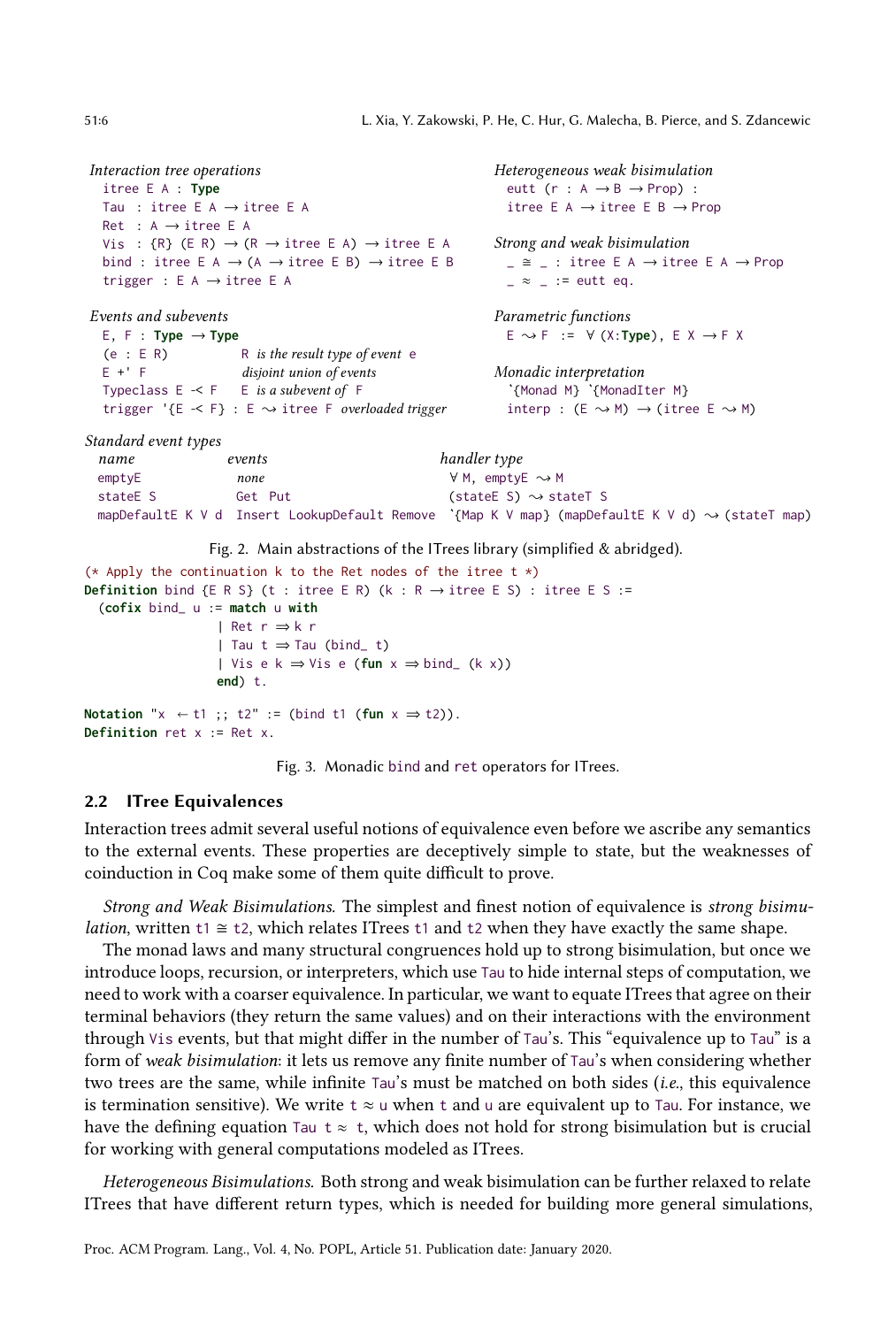*Interaction tree operations*

```
itree E A : Type
Tau  : itree E A → itree E A
Ret  : A → itree E A
Vis  : {R} (E R) → (R → itree E A) → itree E A
bind : itree E A → (A → itree E B) → itree E B
trigger : E A → itree E A
```

*Events and subevents*

```
E, F : Type → Type
(e : E R)              R is the result type of event e
E +' F                 disjoint union of events
Typeclass E -< F       E is a subevent of F
trigger '{E -< F} : E ⤳ itree F  overloaded trigger
```

*Heterogeneous weak bisimulation*

```
eutt (r : A → B → Prop) :
  itree E A → itree E B → Prop
```

*Strong and weak bisimulation*

```
_ ≅ _ : itree E A → itree E A → Prop
_ ≈ _ := eutt eq.
```

*Parametric functions*

```
E ⤳ F  :=  ∀ (X:Type), E X → F X
```

*Monadic interpretation*

```
`{Monad M} `{MonadIter M}
interp : (E ⤳ M) → (itree E ⤳ M)
```

*Standard event types*

| *name* | *events* | *handler type* |
|---|---|---|
| emptyE | *none* | ∀ M, emptyE ⤳ M |
| stateE S | Get Put | (stateE S) ⤳ stateT S |
| mapDefaultE K V d | Insert LookupDefault Remove | `{Map K V map} (mapDefaultE K V d) ⤳ (stateT map) |

Fig. 2. Main abstractions of the ITrees library (simplified & abridged).

```
(* Apply the continuation k to the Ret nodes of the itree t *)
Definition bind {E R S} (t : itree E R) (k : R → itree E S) : itree E S :=
  (cofix bind_ u := match u with
                  | Ret r ⇒ k r
                  | Tau t ⇒ Tau (bind_ t)
                  | Vis e k ⇒ Vis e (fun x ⇒ bind_ (k x))
                  end) t.

Notation "x ← t1 ;; t2" := (bind t1 (fun x ⇒ t2)).
Definition ret x := Ret x.
```

Fig. 3. Monadic bind and ret operators for ITrees.

## 2.2 ITree Equivalences

Interaction trees admit several useful notions of equivalence even before we ascribe any semantics to the external events. These properties are deceptively simple to state, but the weaknesses of coinduction in Coq make some of them quite difficult to prove.

*Strong and Weak Bisimulations.* The simplest and finest notion of equivalence is *strong bisimulation*, written t1 ≅ t2, which relates ITrees t1 and t2 when they have exactly the same shape.

The monad laws and many structural congruences hold up to strong bisimulation, but once we introduce loops, recursion, or interpreters, which use Tau to hide internal steps of computation, we need to work with a coarser equivalence. In particular, we want to equate ITrees that agree on their terminal behaviors (they return the same values) and on their interactions with the environment through Vis events, but that might differ in the number of Tau's. This "equivalence up to Tau" is a form of *weak bisimulation*: it lets us remove any finite number of Tau's when considering whether two trees are the same, while infinite Tau's must be matched on both sides (*i.e.*, this equivalence is termination sensitive). We write t ≈ u when t and u are equivalent up to Tau. For instance, we have the defining equation Tau t ≈ t, which does not hold for strong bisimulation but is crucial for working with general computations modeled as ITrees.

*Heterogeneous Bisimulations.* Both strong and weak bisimulation can be further relaxed to relate ITrees that have different return types, which is needed for building more general simulations,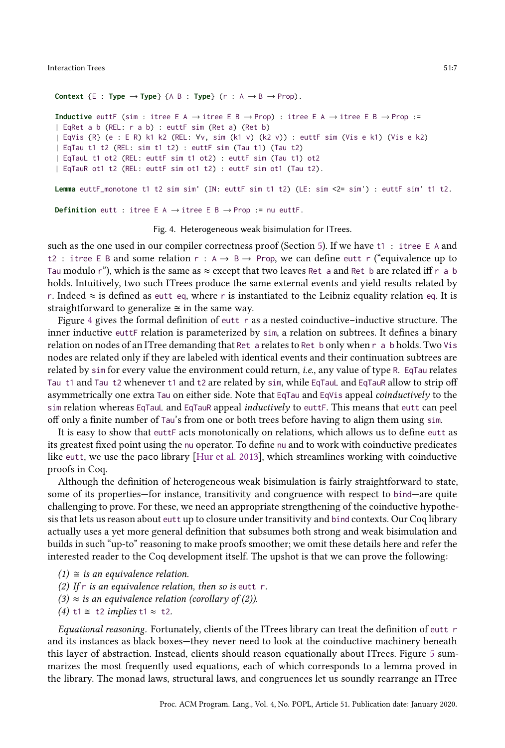```
Context {E : Type → Type} {A B : Type} (r : A → B → Prop).

Inductive euttF (sim : itree E A → itree E B → Prop) : itree E A → itree E B → Prop :=
| EqRet a b (REL: r a b) : euttF sim (Ret a) (Ret b)
| EqVis {R} (e : E R) k1 k2 (REL: ∀v, sim (k1 v) (k2 v)) : euttF sim (Vis e k1) (Vis e k2)
| EqTau t1 t2 (REL: sim t1 t2) : euttF sim (Tau t1) (Tau t2)
| EqTauL t1 ot2 (REL: euttF sim t1 ot2) : euttF sim (Tau t1) ot2
| EqTauR ot1 t2 (REL: euttF sim ot1 t2) : euttF sim ot1 (Tau t2).

Lemma euttF_monotone t1 t2 sim sim' (IN: euttF sim t1 t2) (LE: sim <2= sim') : euttF sim' t1 t2.

Definition eutt : itree E A → itree E B → Prop := nu euttF.
```

Fig. 4. Heterogeneous weak bisimulation for ITrees.

such as the one used in our compiler correctness proof (Section 5). If we have `t1 : itree E A` and `t2 : itree E B` and some relation `r : A → B → Prop`, we can define `eutt r` ("equivalence up to `Tau` modulo `r`"), which is the same as $\approx$ except that two leaves `Ret a` and `Ret b` are related iff `r a b` holds. Intuitively, two such ITrees produce the same external events and yield results related by `r`. Indeed $\approx$ is defined as `eutt eq`, where `r` is instantiated to the Leibniz equality relation `eq`. It is straightforward to generalize $\cong$ in the same way.

Figure 4 gives the formal definition of `eutt r` as a nested coinductive–inductive structure. The inner inductive `euttF` relation is parameterized by `sim`, a relation on subtrees. It defines a binary relation on nodes of an ITree demanding that `Ret a` relates to `Ret b` only when `r a b` holds. Two `Vis` nodes are related only if they are labeled with identical events and their continuation subtrees are related by `sim` for every value the environment could return, *i.e.*, any value of type `R`. `EqTau` relates `Tau t1` and `Tau t2` whenever `t1` and `t2` are related by `sim`, while `EqTauL` and `EqTauR` allow to strip off asymmetrically one extra `Tau` on either side. Note that `EqTau` and `EqVis` appeal *coinductively* to the `sim` relation whereas `EqTauL` and `EqTauR` appeal *inductively* to `euttF`. This means that `eutt` can peel off only a finite number of `Tau`'s from one or both trees before having to align them using `sim`.

It is easy to show that `euttF` acts monotonically on relations, which allows us to define `eutt` as its greatest fixed point using the `nu` operator. To define `nu` and to work with coinductive predicates like `eutt`, we use the paco library [Hur et al. 2013], which streamlines working with coinductive proofs in Coq.

Although the definition of heterogeneous weak bisimulation is fairly straightforward to state, some of its properties—for instance, transitivity and congruence with respect to `bind`—are quite challenging to prove. For these, we need an appropriate strengthening of the coinductive hypothesis that lets us reason about `eutt` up to closure under transitivity and `bind` contexts. Our Coq library actually uses a yet more general definition that subsumes both strong and weak bisimulation and builds in such "up-to" reasoning to make proofs smoother; we omit these details here and refer the interested reader to the Coq development itself. The upshot is that we can prove the following:

*(1)* $\cong$ *is an equivalence relation.*
*(2) If* `r` *is an equivalence relation, then so is* `eutt r`*.*
*(3)* $\approx$ *is an equivalence relation (corollary of (2)).*
*(4)* `t1` $\cong$ `t2` *implies* `t1` $\approx$ `t2`*.*

*Equational reasoning.* Fortunately, clients of the ITrees library can treat the definition of `eutt r` and its instances as black boxes—they never need to look at the coinductive machinery beneath this layer of abstraction. Instead, clients should reason equationally about ITrees. Figure 5 summarizes the most frequently used equations, each of which corresponds to a lemma proved in the library. The monad laws, structural laws, and congruences let us soundly rearrange an ITree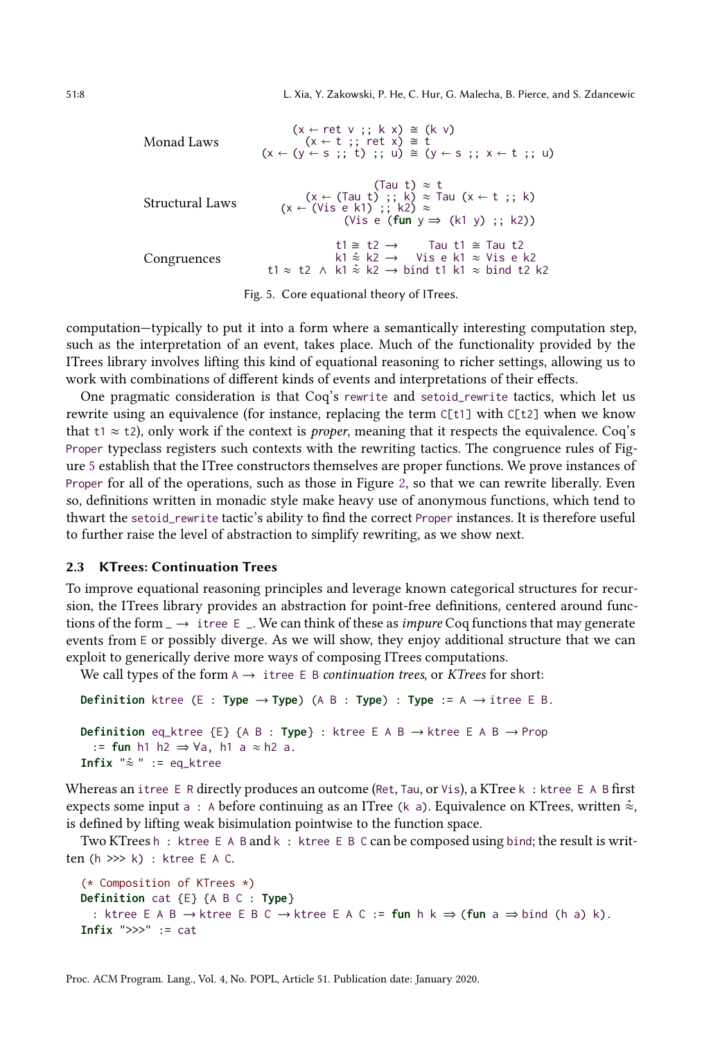```
Monad Laws            (x ← ret v ;; k x) ≅ (k v)
                        (x ← t ;; ret x) ≅ t
                (x ← (y ← s ;; t) ;; u) ≅ (y ← s ;; x ← t ;; u)

Structural Laws                    (Tau t) ≈ t
                        (x ← (Tau t) ;; k) ≈ Tau (x ← t ;; k)
                   (x ← (Vis e k1) ;; k2) ≈
                             (Vis e (fun y ⇒ (k1 y) ;; k2))

Congruences                   t1 ≅ t2 →     Tau t1 ≅ Tau t2
                              k1 ≈̂ k2 →   Vis e k1 ≈ Vis e k2
                    t1 ≈ t2 ∧ k1 ≈̂ k2 → bind t1 k1 ≈ bind t2 k2
```

Fig. 5. Core equational theory of ITrees.

computation—typically to put it into a form where a semantically interesting computation step, such as the interpretation of an event, takes place. Much of the functionality provided by the ITrees library involves lifting this kind of equational reasoning to richer settings, allowing us to work with combinations of different kinds of events and interpretations of their effects.

One pragmatic consideration is that Coq's `rewrite` and `setoid_rewrite` tactics, which let us rewrite using an equivalence (for instance, replacing the term `C[t1]` with `C[t2]` when we know that `t1` ≈ `t2`), only work if the context is *proper*, meaning that it respects the equivalence. Coq's `Proper` typeclass registers such contexts with the rewriting tactics. The congruence rules of Figure 5 establish that the ITree constructors themselves are proper functions. We prove instances of `Proper` for all of the operations, such as those in Figure 2, so that we can rewrite liberally. Even so, definitions written in monadic style make heavy use of anonymous functions, which tend to thwart the `setoid_rewrite` tactic's ability to find the correct `Proper` instances. It is therefore useful to further raise the level of abstraction to simplify rewriting, as we show next.

### 2.3 KTrees: Continuation Trees

To improve equational reasoning principles and leverage known categorical structures for recursion, the ITrees library provides an abstraction for point-free definitions, centered around functions of the form `_ → itree E _`. We can think of these as *impure* Coq functions that may generate events from `E` or possibly diverge. As we will show, they enjoy additional structure that we can exploit to generically derive more ways of composing ITrees computations.

We call types of the form `A → itree E B` *continuation trees*, or *KTrees* for short:

```
Definition ktree (E : Type → Type) (A B : Type) : Type := A → itree E B.

Definition eq_ktree {E} {A B : Type} : ktree E A B → ktree E A B → Prop
  := fun h1 h2 ⇒ ∀a, h1 a ≈ h2 a.
Infix "≈̂" := eq_ktree
```

Whereas an `itree E R` directly produces an outcome (`Ret`, `Tau`, or `Vis`), a KTree `k : ktree E A B` first expects some input `a : A` before continuing as an ITree (`k a`). Equivalence on KTrees, written $\hat{\approx}$, is defined by lifting weak bisimulation pointwise to the function space.

Two KTrees `h : ktree E A B` and `k : ktree E B C` can be composed using `bind`; the result is written `(h >>> k) : ktree E A C`.

```
(* Composition of KTrees *)
Definition cat {E} {A B C : Type}
  : ktree E A B → ktree E B C → ktree E A C := fun h k ⇒ (fun a ⇒ bind (h a) k).
Infix ">>>" := cat
```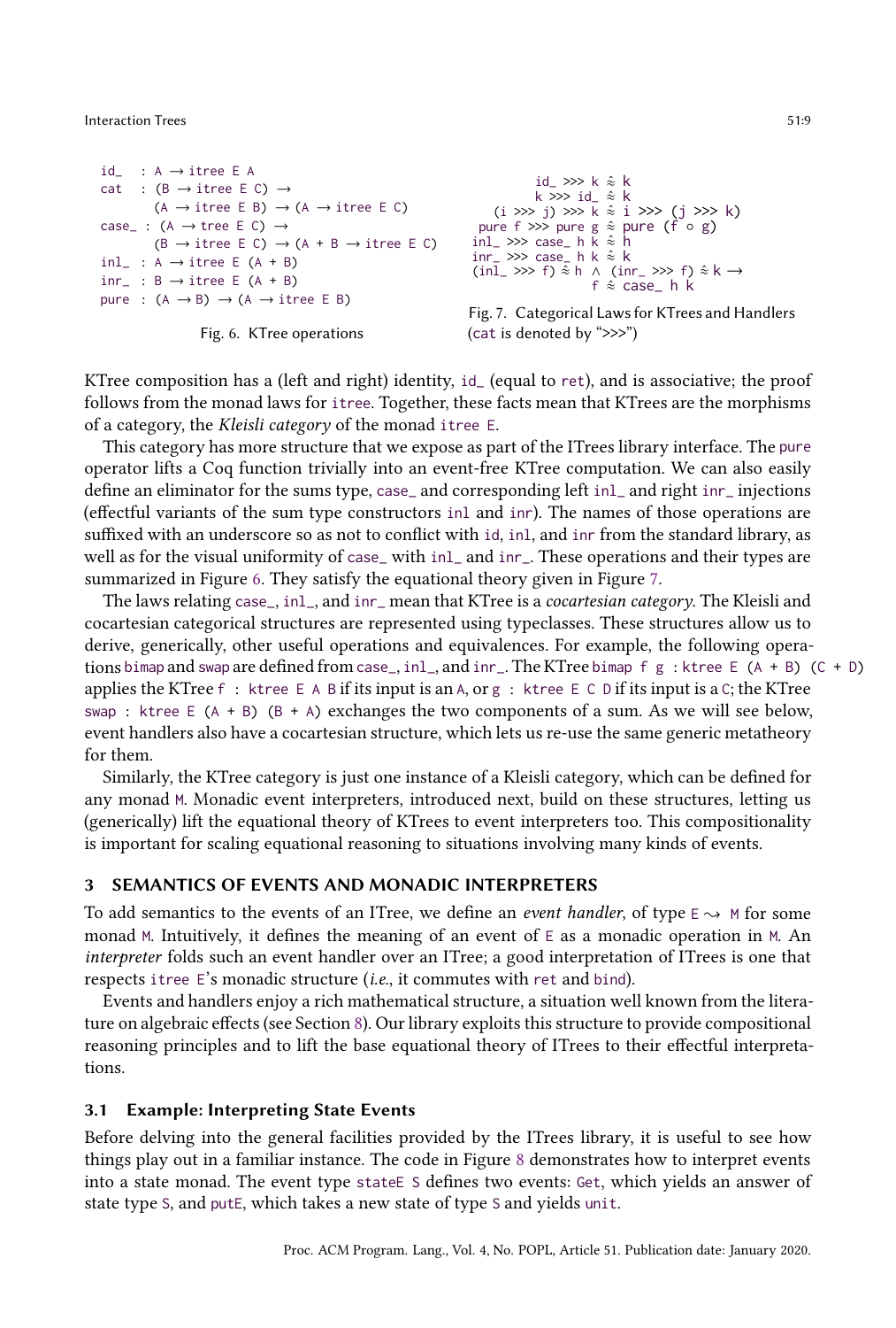```
id_  : A → itree E A
cat  : (B → itree E C) →
       (A → itree E B) → (A → itree E C)
case_ : (A → tree E C) →
       (B → itree E C) → (A + B → itree E C)
inl_  : A → itree E (A + B)
inr_  : B → itree E (A + B)
pure  : (A → B) → (A → itree E B)
```

Fig. 6. KTree operations

```
       id_ >>> k ≈ k
       k >>> id_ ≈ k
  (i >>> j) >>> k ≈ i >>> (j >>> k)
 pure f >>> pure g ≈ pure (f ∘ g)
inl_ >>> case_ h k ≈ h
inr_ >>> case_ h k ≈ k
(inl_ >>> f) ≈ h ∧ (inr_ >>> f) ≈ k →
                f ≈ case_ h k
```

Fig. 7. Categorical Laws for KTrees and Handlers (cat is denoted by ">>>")

KTree composition has a (left and right) identity, id_ (equal to ret), and is associative; the proof follows from the monad laws for itree. Together, these facts mean that KTrees are the morphisms of a category, the *Kleisli category* of the monad itree E.

This category has more structure that we expose as part of the ITrees library interface. The pure operator lifts a Coq function trivially into an event-free KTree computation. We can also easily define an eliminator for the sums type, case_ and corresponding left inl_ and right inr_ injections (effectful variants of the sum type constructors inl and inr). The names of those operations are suffixed with an underscore so as not to conflict with id, inl, and inr from the standard library, as well as for the visual uniformity of case_ with inl_ and inr_. These operations and their types are summarized in Figure 6. They satisfy the equational theory given in Figure 7.

The laws relating case_, inl_, and inr_ mean that KTree is a *cocartesian category*. The Kleisli and cocartesian categorical structures are represented using typeclasses. These structures allow us to derive, generically, other useful operations and equivalences. For example, the following operations bimap and swap are defined from case_, inl_, and inr_. The KTree bimap f g : ktree E (A + B) (C + D) applies the KTree f : ktree E A B if its input is an A, or g : ktree E C D if its input is a C; the KTree swap : ktree E (A + B) (B + A) exchanges the two components of a sum. As we will see below, event handlers also have a cocartesian structure, which lets us re-use the same generic metatheory for them.

Similarly, the KTree category is just one instance of a Kleisli category, which can be defined for any monad M. Monadic event interpreters, introduced next, build on these structures, letting us (generically) lift the equational theory of KTrees to event interpreters too. This compositionality is important for scaling equational reasoning to situations involving many kinds of events.

## 3 SEMANTICS OF EVENTS AND MONADIC INTERPRETERS

To add semantics to the events of an ITree, we define an *event handler*, of type E ⇝ M for some monad M. Intuitively, it defines the meaning of an event of E as a monadic operation in M. An *interpreter* folds such an event handler over an ITree; a good interpretation of ITrees is one that respects itree E's monadic structure (*i.e.*, it commutes with ret and bind).

Events and handlers enjoy a rich mathematical structure, a situation well known from the literature on algebraic effects (see Section 8). Our library exploits this structure to provide compositional reasoning principles and to lift the base equational theory of ITrees to their effectful interpretations.

### 3.1 Example: Interpreting State Events

Before delving into the general facilities provided by the ITrees library, it is useful to see how things play out in a familiar instance. The code in Figure 8 demonstrates how to interpret events into a state monad. The event type stateE S defines two events: Get, which yields an answer of state type S, and putE, which takes a new state of type S and yields unit.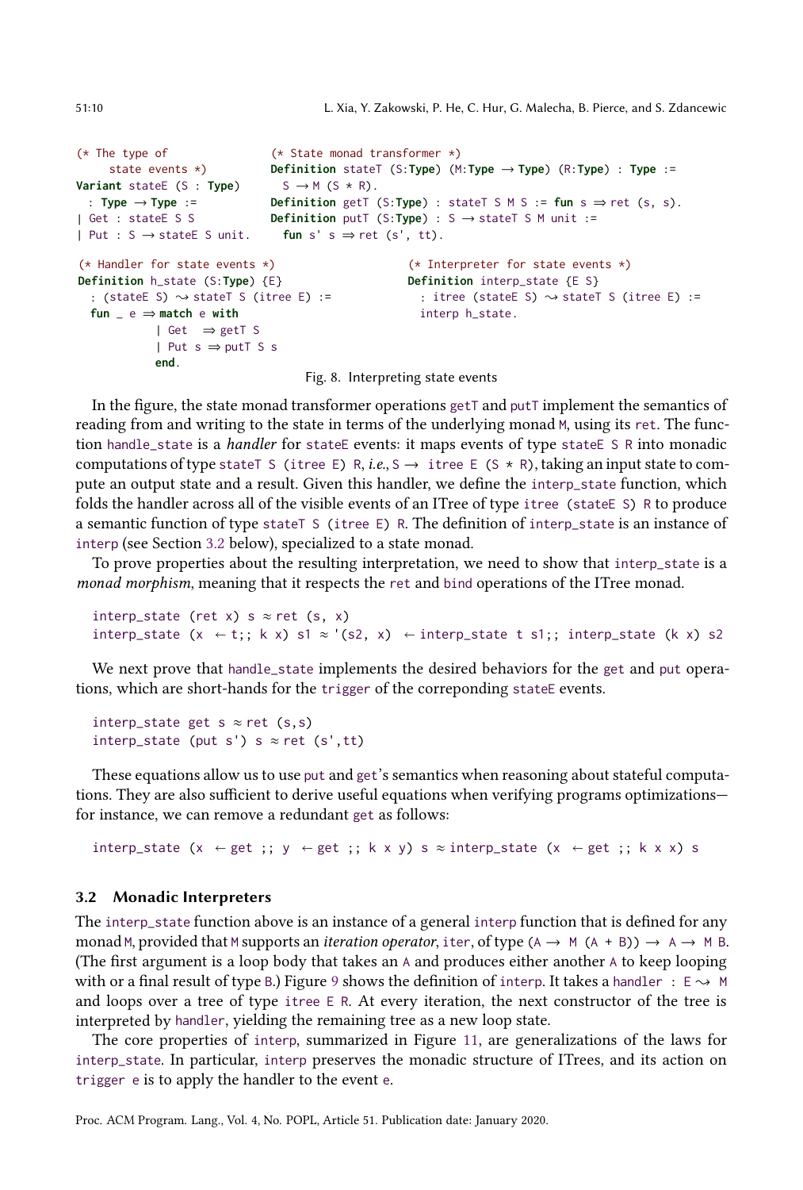```
(* The type of
     state events *)
Variant stateE (S : Type)
  : Type → Type :=
| Get : stateE S S
| Put : S → stateE S unit.
```

```
(* State monad transformer *)
Definition stateT (S:Type) (M:Type → Type) (R:Type) : Type :=
  S → M (S * R).
Definition getT (S:Type) : stateT S M S := fun s ⇒ ret (s, s).
Definition putT (S:Type) : S → stateT S M unit :=
  fun s' s ⇒ ret (s', tt).
```

```
(* Handler for state events *)
Definition h_state (S:Type) {E}
  : (stateE S) ⇝ stateT S (itree E) :=
  fun _ e ⇒ match e with
           | Get   ⇒ getT S
           | Put s ⇒ putT S s
           end.
```

```
(* Interpreter for state events *)
Definition interp_state {E S}
  : itree (stateE S) ⇝ stateT S (itree E) :=
  interp h_state.
```

Fig. 8. Interpreting state events

In the figure, the state monad transformer operations `getT` and `putT` implement the semantics of reading from and writing to the state in terms of the underlying monad `M`, using its `ret`. The function `handle_state` is a *handler* for `stateE` events: it maps events of type `stateE S R` into monadic computations of type `stateT S (itree E) R`, *i.e.*, `S → itree E (S * R)`, taking an input state to compute an output state and a result. Given this handler, we define the `interp_state` function, which folds the handler across all of the visible events of an ITree of type `itree (stateE S) R` to produce a semantic function of type `stateT S (itree E) R`. The definition of `interp_state` is an instance of `interp` (see Section 3.2 below), specialized to a state monad.

To prove properties about the resulting interpretation, we need to show that `interp_state` is a *monad morphism*, meaning that it respects the `ret` and `bind` operations of the ITree monad.

```
interp_state (ret x) s ≈ ret (s, x)
interp_state (x ← t;; k x) s1 ≈ '(s2, x) ← interp_state t s1;; interp_state (k x) s2
```

We next prove that `handle_state` implements the desired behaviors for the `get` and `put` operations, which are short-hands for the `trigger` of the correponding `stateE` events.

```
interp_state get s ≈ ret (s,s)
interp_state (put s') s ≈ ret (s',tt)
```

These equations allow us to use `put` and `get`'s semantics when reasoning about stateful computations. They are also sufficient to derive useful equations when verifying programs optimizations—for instance, we can remove a redundant `get` as follows:

```
interp_state (x ← get ;; y ← get ;; k x y) s ≈ interp_state (x ← get ;; k x x) s
```

### 3.2 Monadic Interpreters

The `interp_state` function above is an instance of a general `interp` function that is defined for any monad `M`, provided that `M` supports an *iteration operator*, `iter`, of type `(A → M (A + B)) → A → M B`. (The first argument is a loop body that takes an `A` and produces either another `A` to keep looping with or a final result of type `B`.) Figure 9 shows the definition of `interp`. It takes a `handler : E ⇝ M` and loops over a tree of type `itree E R`. At every iteration, the next constructor of the tree is interpreted by `handler`, yielding the remaining tree as a new loop state.

The core properties of `interp`, summarized in Figure 11, are generalizations of the laws for `interp_state`. In particular, `interp` preserves the monadic structure of ITrees, and its action on `trigger e` is to apply the handler to the event `e`.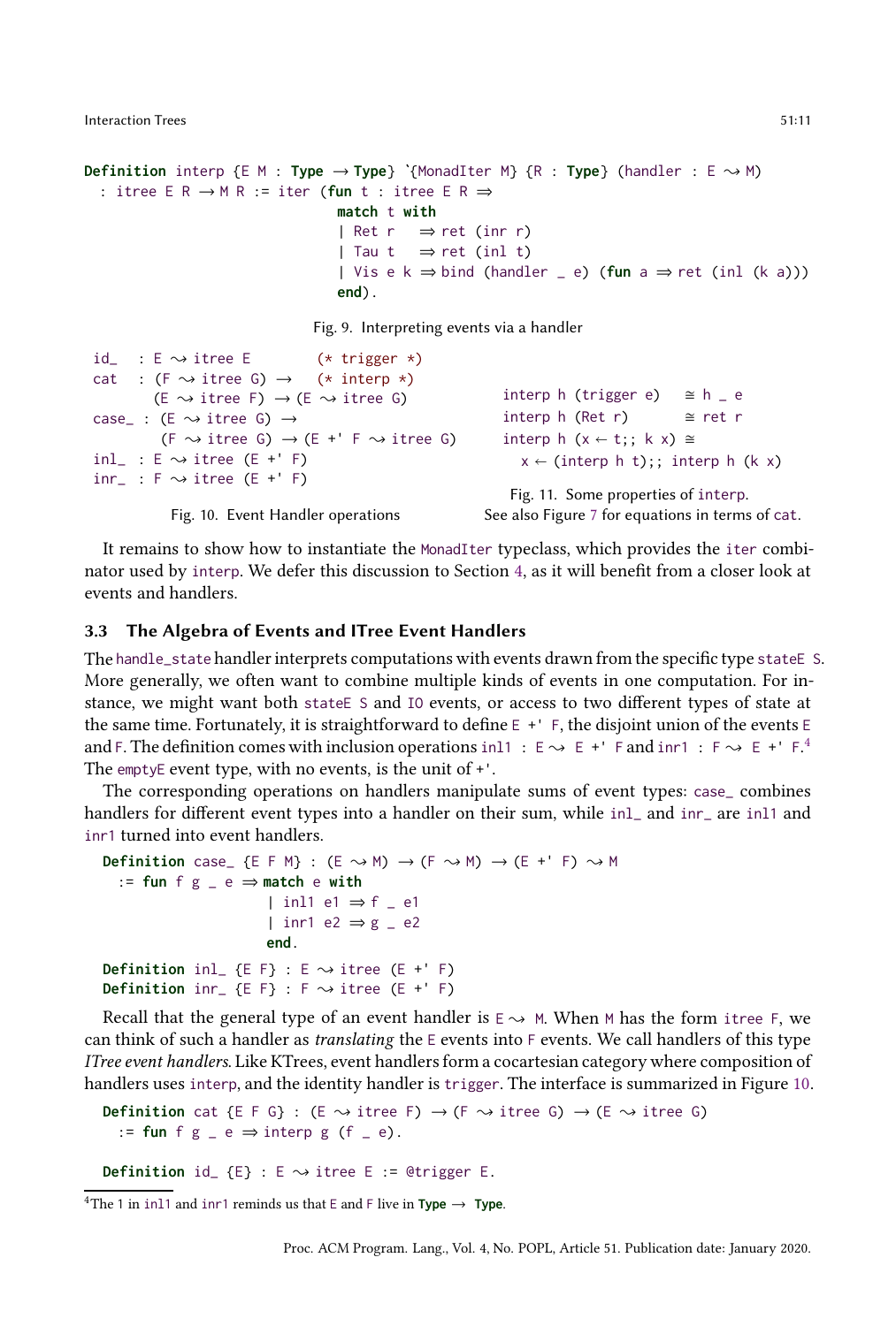```
Definition interp {E M : Type → Type} `{MonadIter M} {R : Type} (handler : E ⇝ M)
  : itree E R → M R := iter (fun t : itree E R ⇒
                             match t with
                             | Ret r   ⇒ ret (inr r)
                             | Tau t   ⇒ ret (inl t)
                             | Vis e k ⇒ bind (handler _ e) (fun a ⇒ ret (inl (k a)))
                             end).
```

Fig. 9. Interpreting events via a handler

```
id_   : E ⇝ itree E        (* trigger *)
cat   : (F ⇝ itree G) →    (* interp *)
        (E ⇝ itree F) → (E ⇝ itree G)
case_ : (E ⇝ itree G) →
         (F ⇝ itree G) → (E +' F ⇝ itree G)
inl_  : E ⇝ itree (E +' F)
inr_  : F ⇝ itree (E +' F)
```

Fig. 10. Event Handler operations

```
interp h (trigger e)   ≅ h _ e
interp h (Ret r)       ≅ ret r
interp h (x ← t;; k x) ≅
  x ← (interp h t);; interp h (k x)
```

Fig. 11. Some properties of interp.
See also Figure 7 for equations in terms of cat.

It remains to show how to instantiate the `MonadIter` typeclass, which provides the `iter` combinator used by `interp`. We defer this discussion to Section 4, as it will benefit from a closer look at events and handlers.

### 3.3 The Algebra of Events and ITree Event Handlers

The `handle_state` handler interprets computations with events drawn from the specific type `stateE S`. More generally, we often want to combine multiple kinds of events in one computation. For instance, we might want both `stateE S` and `IO` events, or access to two different types of state at the same time. Fortunately, it is straightforward to define `E +' F`, the disjoint union of the events `E` and `F`. The definition comes with inclusion operations `inl1 : E ⇝ E +' F` and `inr1 : F ⇝ E +' F`.[4] The `emptyE` event type, with no events, is the unit of `+'`.

The corresponding operations on handlers manipulate sums of event types: `case_` combines handlers for different event types into a handler on their sum, while `inl_` and `inr_` are `inl1` and `inr1` turned into event handlers.

```
Definition case_ {E F M} : (E ⇝ M) → (F ⇝ M) → (E +' F) ⇝ M
  := fun f g _ e ⇒ match e with
                   | inl1 e1 ⇒ f _ e1
                   | inr1 e2 ⇒ g _ e2
                   end.
Definition inl_ {E F} : E ⇝ itree (E +' F)
Definition inr_ {E F} : F ⇝ itree (E +' F)
```

Recall that the general type of an event handler is `E ⇝ M`. When `M` has the form `itree F`, we can think of such a handler as *translating* the `E` events into `F` events. We call handlers of this type *ITree event handlers*. Like KTrees, event handlers form a cocartesian category where composition of handlers uses `interp`, and the identity handler is `trigger`. The interface is summarized in Figure 10.

```
Definition cat {E F G} : (E ⇝ itree F) → (F ⇝ itree G) → (E ⇝ itree G)
  := fun f g _ e ⇒ interp g (f _ e).

Definition id_ {E} : E ⇝ itree E := @trigger E.
```

[4]The 1 in `inl1` and `inr1` reminds us that `E` and `F` live in **Type** → **Type**.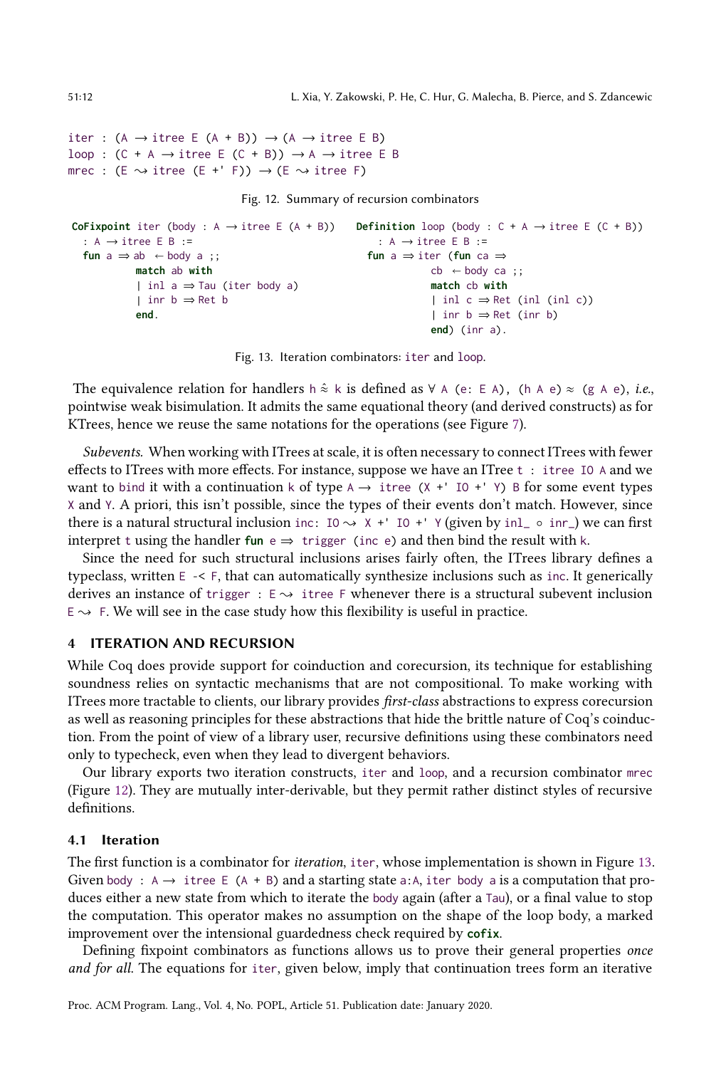```
iter : (A → itree E (A + B)) → (A → itree E B)
loop : (C + A → itree E (C + B)) → A → itree E B
mrec : (E ⇝ itree (E +' F)) → (E ⇝ itree F)
```

Fig. 12. Summary of recursion combinators

```
CoFixpoint iter (body : A → itree E (A + B))
  : A → itree E B :=
  fun a ⇒ ab ← body a ;;
          match ab with
          | inl a ⇒ Tau (iter body a)
          | inr b ⇒ Ret b
          end.
```

```
Definition loop (body : C + A → itree E (C + B))
   : A → itree E B :=
  fun a ⇒ iter (fun ca ⇒
           cb ← body ca ;;
           match cb with
           | inl c ⇒ Ret (inl (inl c))
           | inr b ⇒ Ret (inr b)
           end) (inr a).
```

Fig. 13. Iteration combinators: `iter` and `loop`.

The equivalence relation for handlers `h` $\dot{\approx}$ `k` is defined as `∀ A (e: E A), (h A e) ≈ (g A e)`, *i.e.*, pointwise weak bisimulation. It admits the same equational theory (and derived constructs) as for KTrees, hence we reuse the same notations for the operations (see Figure 7).

*Subevents.* When working with ITrees at scale, it is often necessary to connect ITrees with fewer effects to ITrees with more effects. For instance, suppose we have an ITree `t : itree IO A` and we want to `bind` it with a continuation `k` of type `A → itree (X +' IO +' Y) B` for some event types `X` and `Y`. A priori, this isn't possible, since the types of their events don't match. However, since there is a natural structural inclusion `inc: IO ⇝ X +' IO +' Y` (given by `inl_ ∘ inr_`) we can first interpret `t` using the handler `fun e ⇒ trigger (inc e)` and then bind the result with `k`.

Since the need for such structural inclusions arises fairly often, the ITrees library defines a typeclass, written `E -< F`, that can automatically synthesize inclusions such as `inc`. It generically derives an instance of `trigger : E ⇝ itree F` whenever there is a structural subevent inclusion `E ⇝ F`. We will see in the case study how this flexibility is useful in practice.

## 4 ITERATION AND RECURSION

While Coq does provide support for coinduction and corecursion, its technique for establishing soundness relies on syntactic mechanisms that are not compositional. To make working with ITrees more tractable to clients, our library provides *first-class* abstractions to express corecursion as well as reasoning principles for these abstractions that hide the brittle nature of Coq's coinduction. From the point of view of a library user, recursive definitions using these combinators need only to typecheck, even when they lead to divergent behaviors.

Our library exports two iteration constructs, `iter` and `loop`, and a recursion combinator `mrec` (Figure 12). They are mutually inter-derivable, but they permit rather distinct styles of recursive definitions.

### 4.1 Iteration

The first function is a combinator for *iteration*, `iter`, whose implementation is shown in Figure 13. Given `body : A → itree E (A + B)` and a starting state `a:A`, `iter body a` is a computation that produces either a new state from which to iterate the `body` again (after a `Tau`), or a final value to stop the computation. This operator makes no assumption on the shape of the loop body, a marked improvement over the intensional guardedness check required by **cofix**.

Defining fixpoint combinators as functions allows us to prove their general properties *once and for all*. The equations for `iter`, given below, imply that continuation trees form an iterative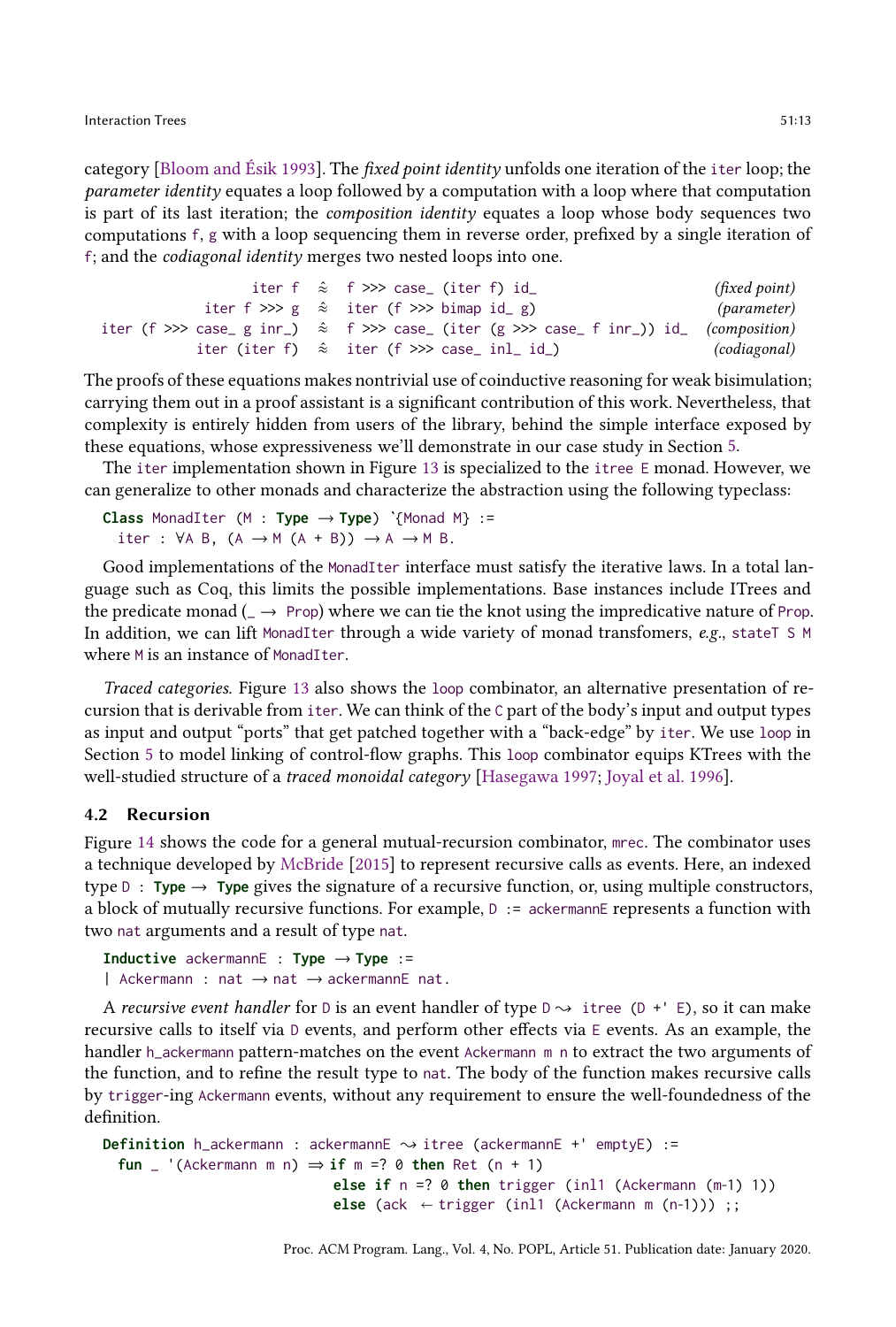category [Bloom and Ésik 1993]. The *fixed point identity* unfolds one iteration of the `iter` loop; the *parameter identity* equates a loop followed by a computation with a loop where that computation is part of its last iteration; the *composition identity* equates a loop whose body sequences two computations `f`, `g` with a loop sequencing them in reverse order, prefixed by a single iteration of `f`; and the *codiagonal identity* merges two nested loops into one.

```
                    iter f  ≈  f >>> case_ (iter f) id_                          (fixed point)
              iter f >>> g  ≈  iter (f >>> bimap id_ g)                          (parameter)
iter (f >>> case_ g inr_)  ≈  f >>> case_ (iter (g >>> case_ f inr_)) id_       (composition)
             iter (iter f)  ≈  iter (f >>> case_ inl_ id_)                       (codiagonal)
```

The proofs of these equations makes nontrivial use of coinductive reasoning for weak bisimulation; carrying them out in a proof assistant is a significant contribution of this work. Nevertheless, that complexity is entirely hidden from users of the library, behind the simple interface exposed by these equations, whose expressiveness we'll demonstrate in our case study in Section 5.

The `iter` implementation shown in Figure 13 is specialized to the `itree E` monad. However, we can generalize to other monads and characterize the abstraction using the following typeclass:

```
Class MonadIter (M : Type → Type) `{Monad M} :=
  iter : ∀A B, (A → M (A + B)) → A → M B.
```

Good implementations of the `MonadIter` interface must satisfy the iterative laws. In a total language such as Coq, this limits the possible implementations. Base instances include ITrees and the predicate monad (`_ → Prop`) where we can tie the knot using the impredicative nature of `Prop`. In addition, we can lift `MonadIter` through a wide variety of monad transfomers, *e.g.*, `stateT S M` where `M` is an instance of `MonadIter`.

*Traced categories.* Figure 13 also shows the `loop` combinator, an alternative presentation of recursion that is derivable from `iter`. We can think of the `C` part of the body's input and output types as input and output "ports" that get patched together with a "back-edge" by `iter`. We use `loop` in Section 5 to model linking of control-flow graphs. This `loop` combinator equips KTrees with the well-studied structure of a *traced monoidal category* [Hasegawa 1997; Joyal et al. 1996].

## 4.2 Recursion

Figure 14 shows the code for a general mutual-recursion combinator, `mrec`. The combinator uses a technique developed by McBride [2015] to represent recursive calls as events. Here, an indexed type `D : Type → Type` gives the signature of a recursive function, or, using multiple constructors, a block of mutually recursive functions. For example, `D := ackermannE` represents a function with two `nat` arguments and a result of type `nat`.

```
Inductive ackermannE : Type → Type :=
| Ackermann : nat → nat → ackermannE nat.
```

A *recursive event handler* for `D` is an event handler of type `D ↝ itree (D +' E)`, so it can make recursive calls to itself via `D` events, and perform other effects via `E` events. As an example, the handler `h_ackermann` pattern-matches on the event `Ackermann m n` to extract the two arguments of the function, and to refine the result type to `nat`. The body of the function makes recursive calls by `trigger`-ing `Ackermann` events, without any requirement to ensure the well-foundedness of the definition.

```
Definition h_ackermann : ackermannE ↝ itree (ackermannE +' emptyE) :=
  fun _ '(Ackermann m n) ⇒ if m =? 0 then Ret (n + 1)
                           else if n =? 0 then trigger (inl1 (Ackermann (m-1) 1))
                           else (ack ← trigger (inl1 (Ackermann m (n-1))) ;;
```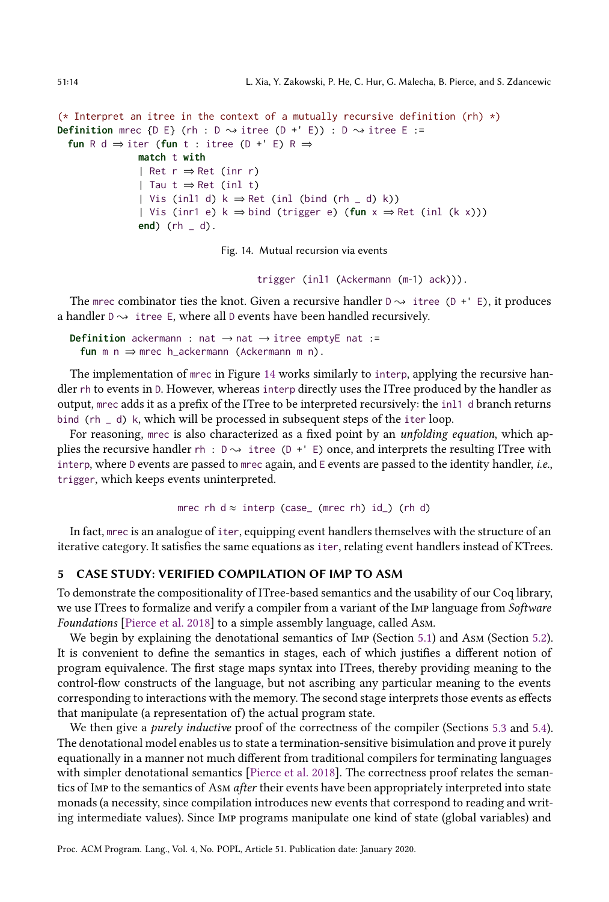```
(* Interpret an itree in the context of a mutually recursive definition (rh) *)
Definition mrec {D E} (rh : D ⇝ itree (D +' E)) : D ⇝ itree E :=
  fun R d ⇒ iter (fun t : itree (D +' E) R ⇒
              match t with
              | Ret r ⇒ Ret (inr r)
              | Tau t ⇒ Ret (inl t)
              | Vis (inl1 d) k ⇒ Ret (inl (bind (rh _ d) k))
              | Vis (inr1 e) k ⇒ bind (trigger e) (fun x ⇒ Ret (inl (k x)))
              end) (rh _ d).
```

Fig. 14. Mutual recursion via events

```
trigger (inl1 (Ackermann (m-1) ack))).
```

The `mrec` combinator ties the knot. Given a recursive handler `D ⇝ itree (D +' E)`, it produces a handler `D ⇝ itree E`, where all `D` events have been handled recursively.

```
Definition ackermann : nat → nat → itree emptyE nat :=
  fun m n ⇒ mrec h_ackermann (Ackermann m n).
```

The implementation of `mrec` in Figure 14 works similarly to `interp`, applying the recursive handler `rh` to events in `D`. However, whereas `interp` directly uses the ITree produced by the handler as output, `mrec` adds it as a prefix of the ITree to be interpreted recursively: the `inl1 d` branch returns `bind (rh _ d) k`, which will be processed in subsequent steps of the `iter` loop.

For reasoning, `mrec` is also characterized as a fixed point by an *unfolding equation*, which applies the recursive handler `rh : D ⇝ itree (D +' E)` once, and interprets the resulting ITree with `interp`, where `D` events are passed to `mrec` again, and `E` events are passed to the identity handler, *i.e.*, `trigger`, which keeps events uninterpreted.

```
mrec rh d ≈ interp (case_ (mrec rh) id_) (rh d)
```

In fact, `mrec` is an analogue of `iter`, equipping event handlers themselves with the structure of an iterative category. It satisfies the same equations as `iter`, relating event handlers instead of KTrees.

## 5 CASE STUDY: VERIFIED COMPILATION OF IMP TO ASM

To demonstrate the compositionality of ITree-based semantics and the usability of our Coq library, we use ITrees to formalize and verify a compiler from a variant of the Imp language from *Software Foundations* [Pierce et al. 2018] to a simple assembly language, called Asm.

We begin by explaining the denotational semantics of Imp (Section 5.1) and Asm (Section 5.2). It is convenient to define the semantics in stages, each of which justifies a different notion of program equivalence. The first stage maps syntax into ITrees, thereby providing meaning to the control-flow constructs of the language, but not ascribing any particular meaning to the events corresponding to interactions with the memory. The second stage interprets those events as effects that manipulate (a representation of) the actual program state.

We then give a *purely inductive* proof of the correctness of the compiler (Sections 5.3 and 5.4). The denotational model enables us to state a termination-sensitive bisimulation and prove it purely equationally in a manner not much different from traditional compilers for terminating languages with simpler denotational semantics [Pierce et al. 2018]. The correctness proof relates the semantics of Imp to the semantics of Asm *after* their events have been appropriately interpreted into state monads (a necessity, since compilation introduces new events that correspond to reading and writing intermediate values). Since Imp programs manipulate one kind of state (global variables) and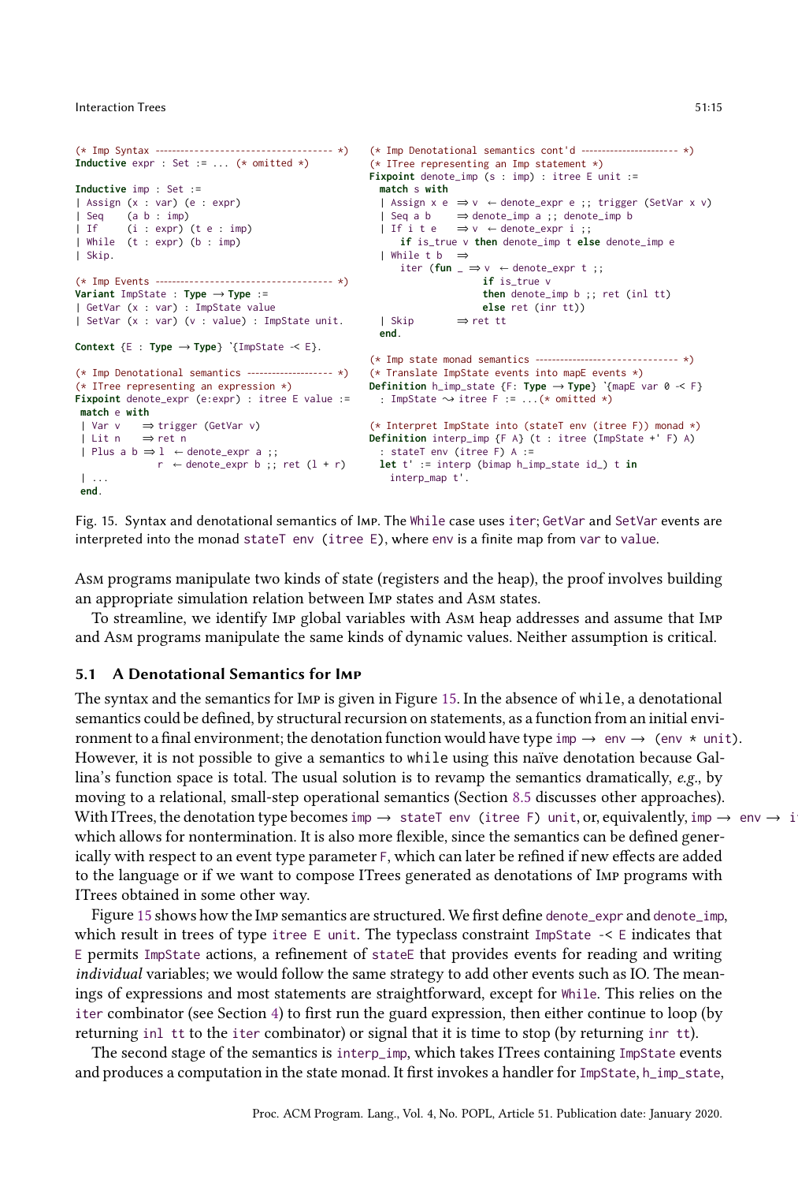```
(* Imp Syntax ------------------------------------ *)
Inductive expr : Set := ... (* omitted *)

Inductive imp : Set :=
| Assign (x : var) (e : expr)
| Seq    (a b : imp)
| If     (i : expr) (t e : imp)
| While  (t : expr) (b : imp)
| Skip.

(* Imp Events ------------------------------------ *)
Variant ImpState : Type → Type :=
| GetVar (x : var) : ImpState value
| SetVar (x : var) (v : value) : ImpState unit.

Context {E : Type → Type} `{ImpState -< E}.

(* Imp Denotational semantics ------------------- *)
(* ITree representing an expression *)
Fixpoint denote_expr (e:expr) : itree E value :=
 match e with
 | Var v    ⇒ trigger (GetVar v)
 | Lit n    ⇒ ret n
 | Plus a b ⇒ l ← denote_expr a ;;
              r ← denote_expr b ;; ret (l + r)
 | ...
 end.
```

```
(* Imp Denotational semantics cont'd --------------------- *)
(* ITree representing an Imp statement *)
Fixpoint denote_imp (s : imp) : itree E unit :=
  match s with
  | Assign x e  ⇒ v ← denote_expr e ;; trigger (SetVar x v)
  | Seq a b     ⇒ denote_imp a ;; denote_imp b
  | If i t e    ⇒ v ← denote_expr i ;;
     if is_true v then denote_imp t else denote_imp e
  | While t b   ⇒
      iter (fun _ ⇒ v ← denote_expr t ;;
                    if is_true v
                    then denote_imp b ;; ret (inl tt)
                    else ret (inr tt))
  | Skip        ⇒ ret tt
  end.

(* Imp state monad semantics ------------------------------ *)
(* Translate ImpState events into mapE events *)
Definition h_imp_state {F: Type → Type} `{mapE var 0 -< F}
  : ImpState ⇝ itree F := ...(* omitted *)

(* Interpret ImpState into (stateT env (itree F)) monad *)
Definition interp_imp {F A} (t : itree (ImpState +' F) A)
  : stateT env (itree F) A :=
  let t' := interp (bimap h_imp_state id_) t in
    interp_map t'.
```

Fig. 15. Syntax and denotational semantics of Imp. The `While` case uses `iter`; `GetVar` and `SetVar` events are interpreted into the monad `stateT env (itree E)`, where `env` is a finite map from `var` to `value`.

Asm programs manipulate two kinds of state (registers and the heap), the proof involves building an appropriate simulation relation between Imp states and Asm states.

To streamline, we identify Imp global variables with Asm heap addresses and assume that Imp and Asm programs manipulate the same kinds of dynamic values. Neither assumption is critical.

### 5.1 A Denotational Semantics for Imp

The syntax and the semantics for Imp is given in Figure 15. In the absence of `while`, a denotational semantics could be defined, by structural recursion on statements, as a function from an initial environment to a final environment; the denotation function would have type `imp → env → (env * unit)`. However, it is not possible to give a semantics to `while` using this naïve denotation because Gallina's function space is total. The usual solution is to revamp the semantics dramatically, *e.g.*, by moving to a relational, small-step operational semantics (Section 8.5 discusses other approaches). With ITrees, the denotation type becomes `imp → stateT env (itree F) unit`, or, equivalently, `imp → env → i` which allows for nontermination. It is also more flexible, since the semantics can be defined generically with respect to an event type parameter `F`, which can later be refined if new effects are added to the language or if we want to compose ITrees generated as denotations of Imp programs with ITrees obtained in some other way.

Figure 15 shows how the Imp semantics are structured. We first define `denote_expr` and `denote_imp`, which result in trees of type `itree E unit`. The typeclass constraint `ImpState -< E` indicates that `E` permits `ImpState` actions, a refinement of `stateE` that provides events for reading and writing *individual* variables; we would follow the same strategy to add other events such as IO. The meanings of expressions and most statements are straightforward, except for `While`. This relies on the `iter` combinator (see Section 4) to first run the guard expression, then either continue to loop (by returning `inl tt` to the `iter` combinator) or signal that it is time to stop (by returning `inr tt`).

The second stage of the semantics is `interp_imp`, which takes ITrees containing `ImpState` events and produces a computation in the state monad. It first invokes a handler for `ImpState`, `h_imp_state`,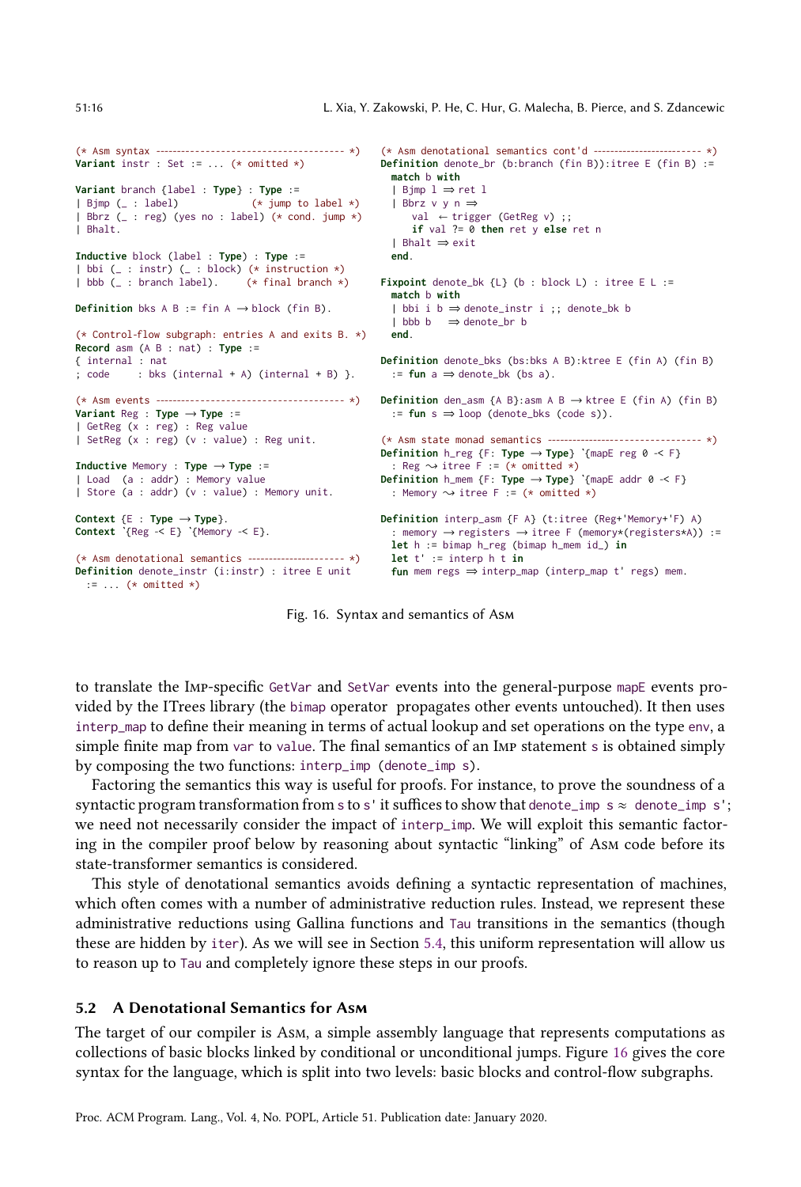```
(* Asm syntax -------------------------------------- *)
Variant instr : Set := ... (* omitted *)

Variant branch {label : Type} : Type :=
| Bjmp (_ : label)            (* jump to label *)
| Bbrz (_ : reg) (yes no : label) (* cond. jump *)
| Bhalt.

Inductive block (label : Type) : Type :=
| bbi (_ : instr) (_ : block) (* instruction *)
| bbb (_ : branch label).     (* final branch *)

Definition bks A B := fin A → block (fin B).

(* Control-flow subgraph: entries A and exits B. *)
Record asm (A B : nat) : Type :=
{ internal : nat
; code     : bks (internal + A) (internal + B) }.

(* Asm events -------------------------------------- *)
Variant Reg : Type → Type :=
| GetReg (x : reg) : Reg value
| SetReg (x : reg) (v : value) : Reg unit.

Inductive Memory : Type → Type :=
| Load  (a : addr) : Memory value
| Store (a : addr) (v : value) : Memory unit.

Context {E : Type → Type}.
Context `{Reg -< E} `{Memory -< E}.

(* Asm denotational semantics --------------------- *)
Definition denote_instr (i:instr) : itree E unit
  := ... (* omitted *)

(* Asm denotational semantics cont'd ----------------------- *)
Definition denote_br (b:branch (fin B)):itree E (fin B) :=
  match b with
  | Bjmp l ⇒ ret l
  | Bbrz v y n ⇒
      val ← trigger (GetReg v) ;;
      if val ?= 0 then ret y else ret n
  | Bhalt ⇒ exit
  end.

Fixpoint denote_bk {L} (b : block L) : itree E L :=
  match b with
  | bbi i b ⇒ denote_instr i ;; denote_bk b
  | bbb b   ⇒ denote_br b
  end.

Definition denote_bks (bs:bks A B):ktree E (fin A) (fin B)
  := fun a ⇒ denote_bk (bs a).

Definition den_asm {A B}:asm A B → ktree E (fin A) (fin B)
  := fun s ⇒ loop (denote_bks (code s)).

(* Asm state monad semantics -------------------------------- *)
Definition h_reg {F: Type → Type} `{mapE reg 0 -< F}
  : Reg ⇝ itree F := (* omitted *)
Definition h_mem {F: Type → Type} `{mapE addr 0 -< F}
  : Memory ⇝ itree F := (* omitted *)

Definition interp_asm {F A} (t:itree (Reg+'Memory+'F) A)
  : memory → registers → itree F (memory*(registers*A)) :=
  let h := bimap h_reg (bimap h_mem id_) in
  let t' := interp h t in
  fun mem regs ⇒ interp_map (interp_map t' regs) mem.
```

Fig. 16. Syntax and semantics of Asm

to translate the Imp-specific `GetVar` and `SetVar` events into the general-purpose `mapE` events provided by the ITrees library (the `bimap` operator propagates other events untouched). It then uses `interp_map` to define their meaning in terms of actual lookup and set operations on the type `env`, a simple finite map from `var` to `value`. The final semantics of an Imp statement `s` is obtained simply by composing the two functions: `interp_imp (denote_imp s)`.

Factoring the semantics this way is useful for proofs. For instance, to prove the soundness of a syntactic program transformation from `s` to `s'` it suffices to show that `denote_imp s ≈ denote_imp s'`; we need not necessarily consider the impact of `interp_imp`. We will exploit this semantic factoring in the compiler proof below by reasoning about syntactic "linking" of Asm code before its state-transformer semantics is considered.

This style of denotational semantics avoids defining a syntactic representation of machines, which often comes with a number of administrative reduction rules. Instead, we represent these administrative reductions using Gallina functions and `Tau` transitions in the semantics (though these are hidden by `iter`). As we will see in Section 5.4, this uniform representation will allow us to reason up to `Tau` and completely ignore these steps in our proofs.

## 5.2 A Denotational Semantics for Asm

The target of our compiler is Asm, a simple assembly language that represents computations as collections of basic blocks linked by conditional or unconditional jumps. Figure 16 gives the core syntax for the language, which is split into two levels: basic blocks and control-flow subgraphs.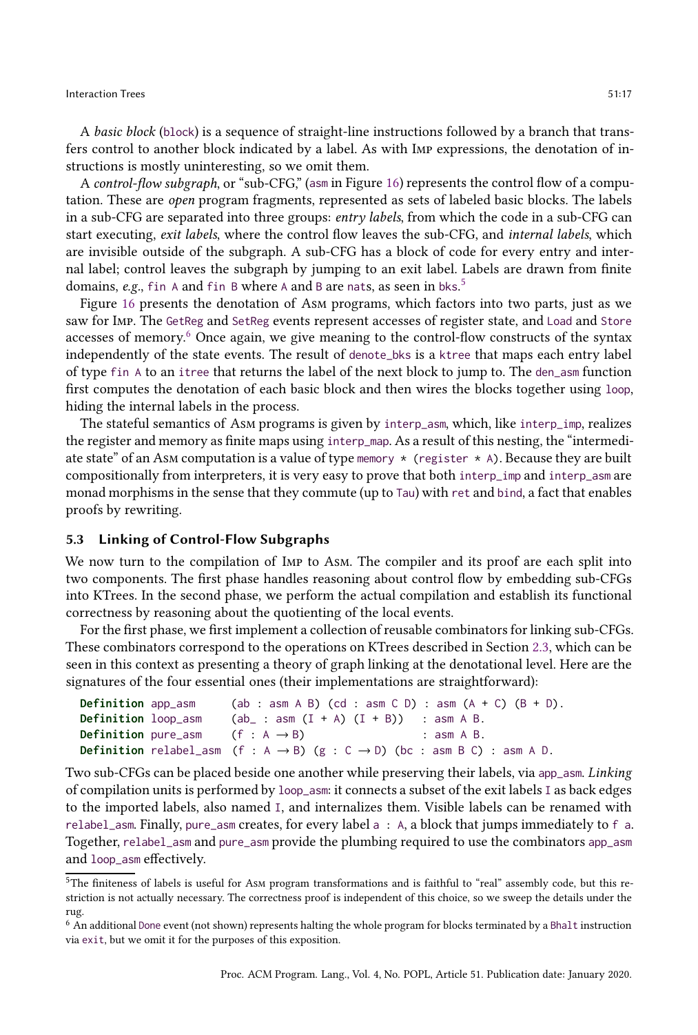A *basic block* (`block`) is a sequence of straight-line instructions followed by a branch that transfers control to another block indicated by a label. As with Imp expressions, the denotation of instructions is mostly uninteresting, so we omit them.

A *control-flow subgraph*, or "sub-CFG," (`asm` in Figure 16) represents the control flow of a computation. These are *open* program fragments, represented as sets of labeled basic blocks. The labels in a sub-CFG are separated into three groups: *entry labels*, from which the code in a sub-CFG can start executing, *exit labels*, where the control flow leaves the sub-CFG, and *internal labels*, which are invisible outside of the subgraph. A sub-CFG has a block of code for every entry and internal label; control leaves the subgraph by jumping to an exit label. Labels are drawn from finite domains, *e.g.*, `fin A` and `fin B` where `A` and `B` are `nat`s, as seen in `bks`.[5]

Figure 16 presents the denotation of Asm programs, which factors into two parts, just as we saw for Imp. The `GetReg` and `SetReg` events represent accesses of register state, and `Load` and `Store` accesses of memory.[6] Once again, we give meaning to the control-flow constructs of the syntax independently of the state events. The result of `denote_bks` is a `ktree` that maps each entry label of type `fin A` to an `itree` that returns the label of the next block to jump to. The `den_asm` function first computes the denotation of each basic block and then wires the blocks together using `loop`, hiding the internal labels in the process.

The stateful semantics of Asm programs is given by `interp_asm`, which, like `interp_imp`, realizes the register and memory as finite maps using `interp_map`. As a result of this nesting, the "intermediate state" of an Asm computation is a value of type `memory * (register * A)`. Because they are built compositionally from interpreters, it is very easy to prove that both `interp_imp` and `interp_asm` are monad morphisms in the sense that they commute (up to `Tau`) with `ret` and `bind`, a fact that enables proofs by rewriting.

### 5.3 Linking of Control-Flow Subgraphs

We now turn to the compilation of Imp to Asm. The compiler and its proof are each split into two components. The first phase handles reasoning about control flow by embedding sub-CFGs into KTrees. In the second phase, we perform the actual compilation and establish its functional correctness by reasoning about the quotienting of the local events.

For the first phase, we first implement a collection of reusable combinators for linking sub-CFGs. These combinators correspond to the operations on KTrees described in Section 2.3, which can be seen in this context as presenting a theory of graph linking at the denotational level. Here are the signatures of the four essential ones (their implementations are straightforward):

```
Definition app_asm     (ab : asm A B) (cd : asm C D) : asm (A + C) (B + D).
Definition loop_asm    (ab_ : asm (I + A) (I + B))   : asm A B.
Definition pure_asm    (f : A → B)                   : asm A B.
Definition relabel_asm (f : A → B) (g : C → D) (bc : asm B C) : asm A D.
```

Two sub-CFGs can be placed beside one another while preserving their labels, via `app_asm`. *Linking* of compilation units is performed by `loop_asm`: it connects a subset of the exit labels `I` as back edges to the imported labels, also named `I`, and internalizes them. Visible labels can be renamed with `relabel_asm`. Finally, `pure_asm` creates, for every label `a : A`, a block that jumps immediately to `f a`. Together, `relabel_asm` and `pure_asm` provide the plumbing required to use the combinators `app_asm` and `loop_asm` effectively.

[5] The finiteness of labels is useful for Asm program transformations and is faithful to "real" assembly code, but this restriction is not actually necessary. The correctness proof is independent of this choice, so we sweep the details under the rug.

[6] An additional `Done` event (not shown) represents halting the whole program for blocks terminated by a `Bhalt` instruction via `exit`, but we omit it for the purposes of this exposition.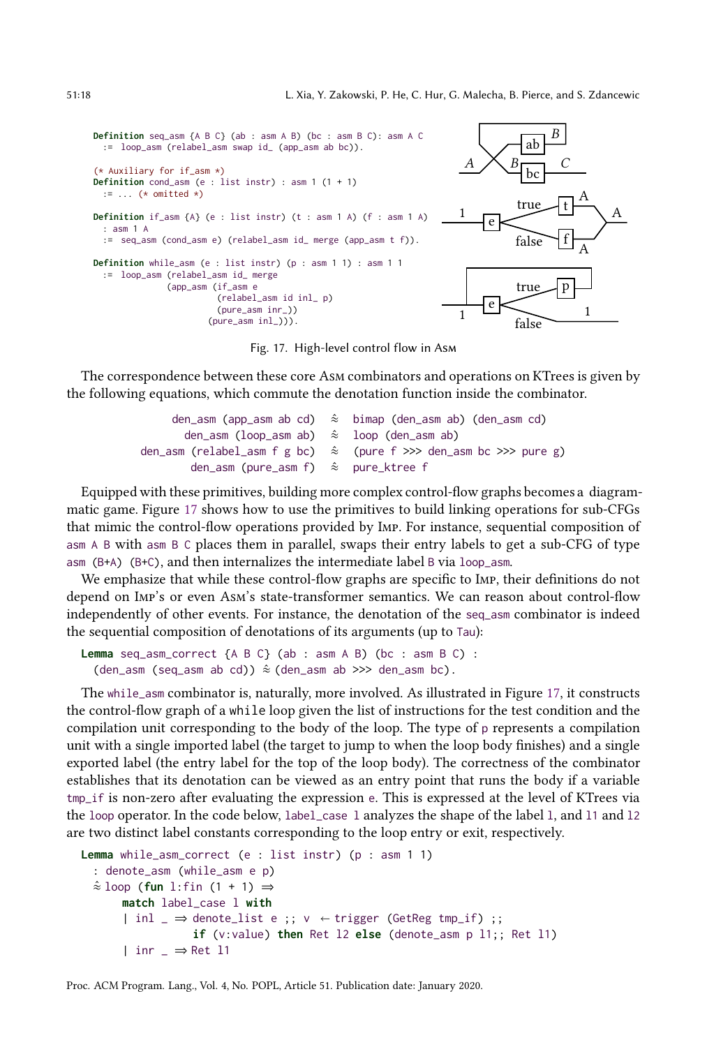```
Definition seq_asm {A B C} (ab : asm A B) (bc : asm B C): asm A C
  := loop_asm (relabel_asm swap id_ (app_asm ab bc)).

(* Auxiliary for if_asm *)
Definition cond_asm (e : list instr) : asm 1 (1 + 1)
  := ... (* omitted *)

Definition if_asm {A} (e : list instr) (t : asm 1 A) (f : asm 1 A)
  : asm 1 A
  := seq_asm (cond_asm e) (relabel_asm id_ merge (app_asm t f)).

Definition while_asm (e : list instr) (p : asm 1 1) : asm 1 1
  := loop_asm (relabel_asm id_ merge
           (app_asm (if_asm e
                      (relabel_asm id inl_ p)
                      (pure_asm inr_))
                    (pure_asm inl_))).
```

Fig. 17. High-level control flow in Asm

The correspondence between these core Asm combinators and operations on KTrees is given by the following equations, which commute the denotation function inside the combinator.

```
    den_asm (app_asm ab cd)  ≈  bimap (den_asm ab) (den_asm cd)
       den_asm (loop_asm ab)  ≈  loop (den_asm ab)
den_asm (relabel_asm f g bc)  ≈  (pure f >>> den_asm bc >>> pure g)
         den_asm (pure_asm f)  ≈  pure_ktree f
```

Equipped with these primitives, building more complex control-flow graphs becomes a diagrammatic game. Figure 17 shows how to use the primitives to build linking operations for sub-CFGs that mimic the control-flow operations provided by Imp. For instance, sequential composition of `asm A B` with `asm B C` places them in parallel, swaps their entry labels to get a sub-CFG of type `asm (B+A) (B+C)`, and then internalizes the intermediate label `B` via `loop_asm`.

We emphasize that while these control-flow graphs are specific to Imp, their definitions do not depend on Imp's or even Asm's state-transformer semantics. We can reason about control-flow independently of other events. For instance, the denotation of the `seq_asm` combinator is indeed the sequential composition of denotations of its arguments (up to `Tau`):

```
Lemma seq_asm_correct {A B C} (ab : asm A B) (bc : asm B C) :
  (den_asm (seq_asm ab cd)) ≈ (den_asm ab >>> den_asm bc).
```

The `while_asm` combinator is, naturally, more involved. As illustrated in Figure 17, it constructs the control-flow graph of a `while` loop given the list of instructions for the test condition and the compilation unit corresponding to the body of the loop. The type of `p` represents a compilation unit with a single imported label (the target to jump to when the loop body finishes) and a single exported label (the entry label for the top of the loop body). The correctness of the combinator establishes that its denotation can be viewed as an entry point that runs the body if a variable `tmp_if` is non-zero after evaluating the expression `e`. This is expressed at the level of KTrees via the `loop` operator. In the code below, `label_case l` analyzes the shape of the label `l`, and `l1` and `l2` are two distinct label constants corresponding to the loop entry or exit, respectively.

```
Lemma while_asm_correct (e : list instr) (p : asm 1 1)
  : denote_asm (while_asm e p)
  ≈ loop (fun l:fin (1 + 1) ⇒
      match label_case l with
      | inl _ ⇒ denote_list e ;; v ← trigger (GetReg tmp_if) ;;
                if (v:value) then Ret l2 else (denote_asm p l1;; Ret l1)
      | inr _ ⇒ Ret l1
```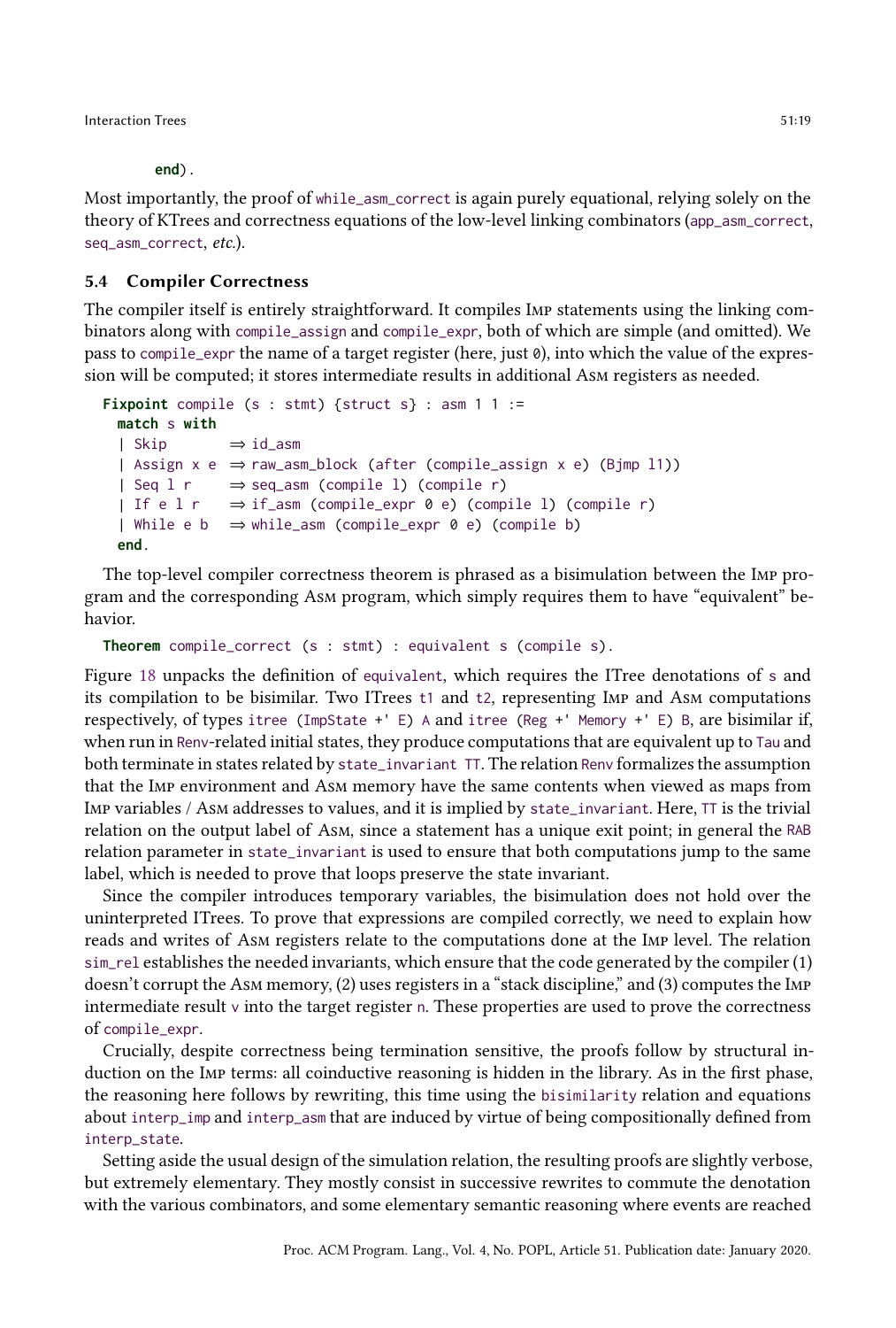```
    end).
```

Most importantly, the proof of `while_asm_correct` is again purely equational, relying solely on the theory of KTrees and correctness equations of the low-level linking combinators (`app_asm_correct`, `seq_asm_correct`, *etc.*).

### 5.4 Compiler Correctness

The compiler itself is entirely straightforward. It compiles Imp statements using the linking combinators along with `compile_assign` and `compile_expr`, both of which are simple (and omitted). We pass to `compile_expr` the name of a target register (here, just `0`), into which the value of the expression will be computed; it stores intermediate results in additional Asm registers as needed.

```
Fixpoint compile (s : stmt) {struct s} : asm 1 1 :=
  match s with
  | Skip       ⇒ id_asm
  | Assign x e ⇒ raw_asm_block (after (compile_assign x e) (Bjmp l1))
  | Seq l r    ⇒ seq_asm (compile l) (compile r)
  | If e l r   ⇒ if_asm (compile_expr 0 e) (compile l) (compile r)
  | While e b  ⇒ while_asm (compile_expr 0 e) (compile b)
  end.
```

The top-level compiler correctness theorem is phrased as a bisimulation between the Imp program and the corresponding Asm program, which simply requires them to have "equivalent" behavior.

```
Theorem compile_correct (s : stmt) : equivalent s (compile s).
```

Figure 18 unpacks the definition of `equivalent`, which requires the ITree denotations of `s` and its compilation to be bisimilar. Two ITrees `t1` and `t2`, representing Imp and Asm computations respectively, of types `itree (ImpState +' E) A` and `itree (Reg +' Memory +' E) B`, are bisimilar if, when run in `Renv`-related initial states, they produce computations that are equivalent up to `Tau` and both terminate in states related by `state_invariant TT`. The relation `Renv` formalizes the assumption that the Imp environment and Asm memory have the same contents when viewed as maps from Imp variables / Asm addresses to values, and it is implied by `state_invariant`. Here, `TT` is the trivial relation on the output label of Asm, since a statement has a unique exit point; in general the `RAB` relation parameter in `state_invariant` is used to ensure that both computations jump to the same label, which is needed to prove that loops preserve the state invariant.

Since the compiler introduces temporary variables, the bisimulation does not hold over the uninterpreted ITrees. To prove that expressions are compiled correctly, we need to explain how reads and writes of Asm registers relate to the computations done at the Imp level. The relation `sim_rel` establishes the needed invariants, which ensure that the code generated by the compiler (1) doesn't corrupt the Asm memory, (2) uses registers in a "stack discipline," and (3) computes the Imp intermediate result `v` into the target register `n`. These properties are used to prove the correctness of `compile_expr`.

Crucially, despite correctness being termination sensitive, the proofs follow by structural induction on the Imp terms: all coinductive reasoning is hidden in the library. As in the first phase, the reasoning here follows by rewriting, this time using the `bisimilarity` relation and equations about `interp_imp` and `interp_asm` that are induced by virtue of being compositionally defined from `interp_state`.

Setting aside the usual design of the simulation relation, the resulting proofs are slightly verbose, but extremely elementary. They mostly consist in successive rewrites to commute the denotation with the various combinators, and some elementary semantic reasoning where events are reached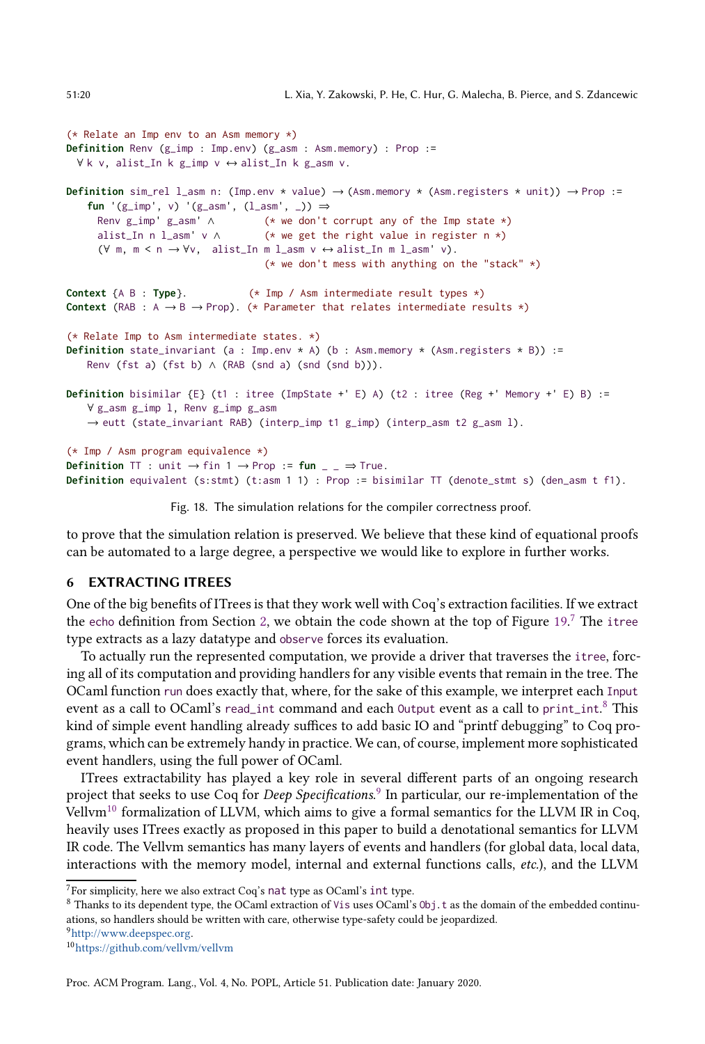```
(* Relate an Imp env to an Asm memory *)
Definition Renv (g_imp : Imp.env) (g_asm : Asm.memory) : Prop :=
  ∀ k v, alist_In k g_imp v ↔ alist_In k g_asm v.

Definition sim_rel l_asm n: (Imp.env * value) → (Asm.memory * (Asm.registers * unit)) → Prop :=
    fun '(g_imp', v) '(g_asm', (l_asm', _)) ⇒
      Renv g_imp' g_asm' ∧        (* we don't corrupt any of the Imp state *)
      alist_In n l_asm' v ∧       (* we get the right value in register n *)
      (∀ m, m < n → ∀v,  alist_In m l_asm v ↔ alist_In m l_asm' v).
                                  (* we don't mess with anything on the "stack" *)

Context {A B : Type}.           (* Imp / Asm intermediate result types *)
Context (RAB : A → B → Prop). (* Parameter that relates intermediate results *)

(* Relate Imp to Asm intermediate states. *)
Definition state_invariant (a : Imp.env * A) (b : Asm.memory * (Asm.registers * B)) :=
    Renv (fst a) (fst b) ∧ (RAB (snd a) (snd (snd b))).

Definition bisimilar {E} (t1 : itree (ImpState +' E) A) (t2 : itree (Reg +' Memory +' E) B) :=
    ∀ g_asm g_imp l, Renv g_imp g_asm
    → eutt (state_invariant RAB) (interp_imp t1 g_imp) (interp_asm t2 g_asm l).

(* Imp / Asm program equivalence *)
Definition TT : unit → fin 1 → Prop := fun _ _ ⇒ True.
Definition equivalent (s:stmt) (t:asm 1 1) : Prop := bisimilar TT (denote_stmt s) (den_asm t f1).
```

Fig. 18. The simulation relations for the compiler correctness proof.

to prove that the simulation relation is preserved. We believe that these kind of equational proofs can be automated to a large degree, a perspective we would like to explore in further works.

## 6 EXTRACTING ITREES

One of the big benefits of ITrees is that they work well with Coq's extraction facilities. If we extract the echo definition from Section 2, we obtain the code shown at the top of Figure 19.[7] The itree type extracts as a lazy datatype and observe forces its evaluation.

To actually run the represented computation, we provide a driver that traverses the itree, forcing all of its computation and providing handlers for any visible events that remain in the tree. The OCaml function run does exactly that, where, for the sake of this example, we interpret each Input event as a call to OCaml's read_int command and each Output event as a call to print_int.[8] This kind of simple event handling already suffices to add basic IO and "printf debugging" to Coq programs, which can be extremely handy in practice. We can, of course, implement more sophisticated event handlers, using the full power of OCaml.

ITrees extractability has played a key role in several different parts of an ongoing research project that seeks to use Coq for *Deep Specifications*.[9] In particular, our re-implementation of the Vellvm[10] formalization of LLVM, which aims to give a formal semantics for the LLVM IR in Coq, heavily uses ITrees exactly as proposed in this paper to build a denotational semantics for LLVM IR code. The Vellvm semantics has many layers of events and handlers (for global data, local data, interactions with the memory model, internal and external functions calls, *etc.*), and the LLVM

[7] For simplicity, here we also extract Coq's nat type as OCaml's int type.

[8] Thanks to its dependent type, the OCaml extraction of Vis uses OCaml's Obj.t as the domain of the embedded continuations, so handlers should be written with care, otherwise type-safety could be jeopardized.

[9] http://www.deepspec.org.

[10] https://github.com/vellvm/vellvm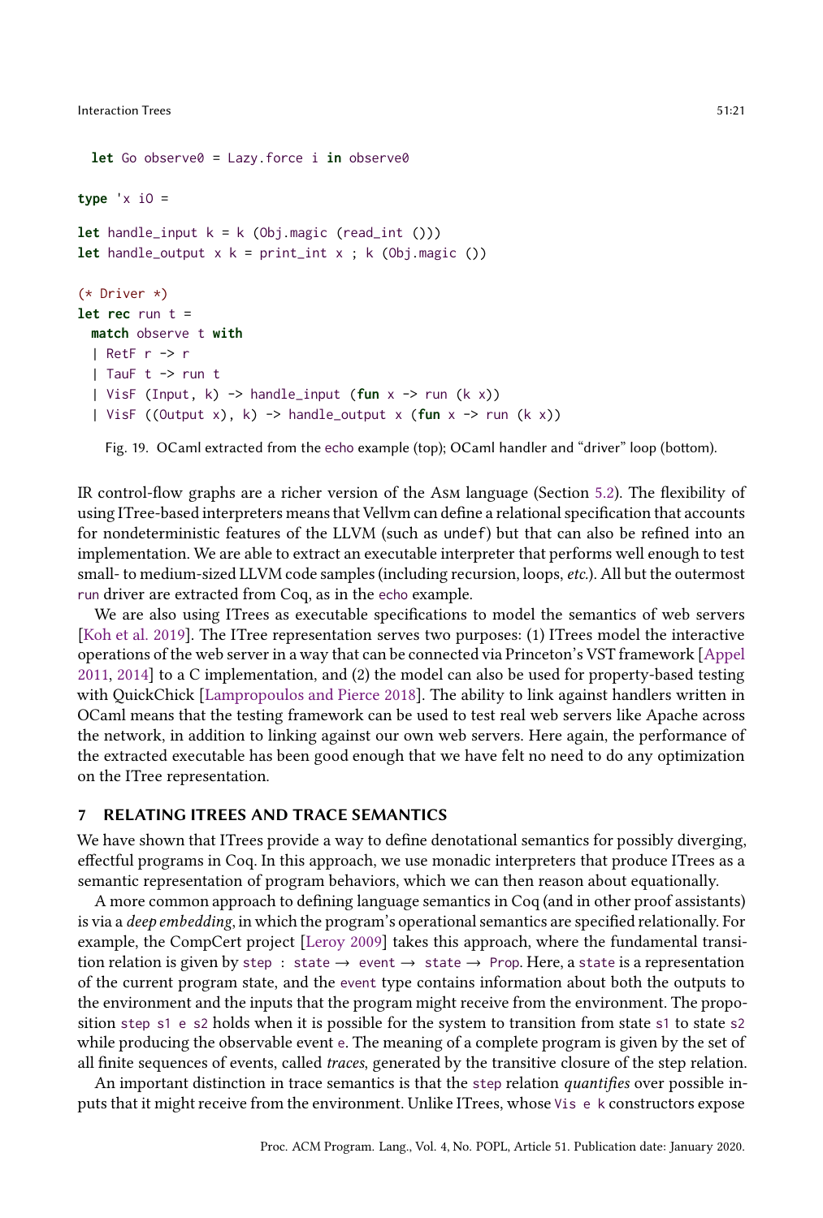```
  let Go observe0 = Lazy.force i in observe0

type 'x iO =

let handle_input k = k (Obj.magic (read_int ()))
let handle_output x k = print_int x ; k (Obj.magic ())

(* Driver *)
let rec run t =
  match observe t with
  | RetF r -> r
  | TauF t -> run t
  | VisF (Input, k) -> handle_input (fun x -> run (k x))
  | VisF ((Output x), k) -> handle_output x (fun x -> run (k x))
```

Fig. 19. OCaml extracted from the `echo` example (top); OCaml handler and "driver" loop (bottom).

IR control-flow graphs are a richer version of the Asm language (Section 5.2). The flexibility of using ITree-based interpreters means that Vellvm can define a relational specification that accounts for nondeterministic features of the LLVM (such as `undef`) but that can also be refined into an implementation. We are able to extract an executable interpreter that performs well enough to test small- to medium-sized LLVM code samples (including recursion, loops, *etc.*). All but the outermost `run` driver are extracted from Coq, as in the `echo` example.

We are also using ITrees as executable specifications to model the semantics of web servers [Koh et al. 2019]. The ITree representation serves two purposes: (1) ITrees model the interactive operations of the web server in a way that can be connected via Princeton's VST framework [Appel 2011, 2014] to a C implementation, and (2) the model can also be used for property-based testing with QuickChick [Lampropoulos and Pierce 2018]. The ability to link against handlers written in OCaml means that the testing framework can be used to test real web servers like Apache across the network, in addition to linking against our own web servers. Here again, the performance of the extracted executable has been good enough that we have felt no need to do any optimization on the ITree representation.

## 7 RELATING ITREES AND TRACE SEMANTICS

We have shown that ITrees provide a way to define denotational semantics for possibly diverging, effectful programs in Coq. In this approach, we use monadic interpreters that produce ITrees as a semantic representation of program behaviors, which we can then reason about equationally.

A more common approach to defining language semantics in Coq (and in other proof assistants) is via a *deep embedding*, in which the program's operational semantics are specified relationally. For example, the CompCert project [Leroy 2009] takes this approach, where the fundamental transition relation is given by `step : state → event → state → Prop`. Here, a `state` is a representation of the current program state, and the `event` type contains information about both the outputs to the environment and the inputs that the program might receive from the environment. The proposition `step s1 e s2` holds when it is possible for the system to transition from state `s1` to state `s2` while producing the observable event `e`. The meaning of a complete program is given by the set of all finite sequences of events, called *traces*, generated by the transitive closure of the step relation.

An important distinction in trace semantics is that the `step` relation *quantifies* over possible inputs that it might receive from the environment. Unlike ITrees, whose `Vis e k` constructors expose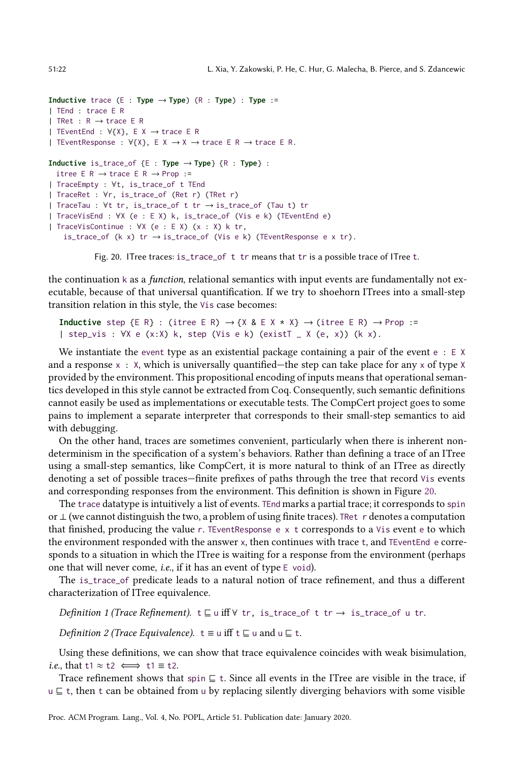```
Inductive trace (E : Type → Type) (R : Type) : Type :=
| TEnd : trace E R
| TRet : R → trace E R
| TEventEnd : ∀{X}, E X → trace E R
| TEventResponse : ∀{X}, E X → X → trace E R → trace E R.

Inductive is_trace_of {E : Type → Type} {R : Type} :
  itree E R → trace E R → Prop :=
| TraceEmpty : ∀t, is_trace_of t TEnd
| TraceRet : ∀r, is_trace_of (Ret r) (TRet r)
| TraceTau : ∀t tr, is_trace_of t tr → is_trace_of (Tau t) tr
| TraceVisEnd : ∀X (e : E X) k, is_trace_of (Vis e k) (TEventEnd e)
| TraceVisContinue : ∀X (e : E X) (x : X) k tr,
    is_trace_of (k x) tr → is_trace_of (Vis e k) (TEventResponse e x tr).
```

Fig. 20. ITree traces: `is_trace_of t tr` means that `tr` is a possible trace of ITree `t`.

the continuation `k` as a *function*, relational semantics with input events are fundamentally not executable, because of that universal quantification. If we try to shoehorn ITrees into a small-step transition relation in this style, the `Vis` case becomes:

```
Inductive step {E R} : (itree E R) → {X & E X * X} → (itree E R) → Prop :=
| step_vis : ∀X e (x:X) k, step (Vis e k) (existT _ X (e, x)) (k x).
```

We instantiate the `event` type as an existential package containing a pair of the event `e : E X` and a response `x : X`, which is universally quantified—the step can take place for any `x` of type `X` provided by the environment. This propositional encoding of inputs means that operational semantics developed in this style cannot be extracted from Coq. Consequently, such semantic definitions cannot easily be used as implementations or executable tests. The CompCert project goes to some pains to implement a separate interpreter that corresponds to their small-step semantics to aid with debugging.

On the other hand, traces are sometimes convenient, particularly when there is inherent nondeterminism in the specification of a system's behaviors. Rather than defining a trace of an ITree using a small-step semantics, like CompCert, it is more natural to think of an ITree as directly denoting a set of possible traces—finite prefixes of paths through the tree that record `Vis` events and corresponding responses from the environment. This definition is shown in Figure 20.

The `trace` datatype is intuitively a list of events. `TEnd` marks a partial trace; it corresponds to `spin` or ⊥ (we cannot distinguish the two, a problem of using finite traces). `TRet r` denotes a computation that finished, producing the value `r`. `TEventResponse e x t` corresponds to a `Vis` event `e` to which the environment responded with the answer `x`, then continues with trace `t`, and `TEventEnd e` corresponds to a situation in which the ITree is waiting for a response from the environment (perhaps one that will never come, *i.e.*, if it has an event of type `E void`).

The `is_trace_of` predicate leads to a natural notion of trace refinement, and thus a different characterization of ITree equivalence.

*Definition 1 (Trace Refinement).* `t ⊑ u` iff `∀ tr, is_trace_of t tr → is_trace_of u tr`.

*Definition 2 (Trace Equivalence).* `t ≡ u` iff `t ⊑ u` and `u ⊑ t`.

Using these definitions, we can show that trace equivalence coincides with weak bisimulation, *i.e.*, that `t1 ≈ t2` ⟺ `t1 ≡ t2`.

Trace refinement shows that `spin ⊑ t`. Since all events in the ITree are visible in the trace, if `u ⊑ t`, then `t` can be obtained from `u` by replacing silently diverging behaviors with some visible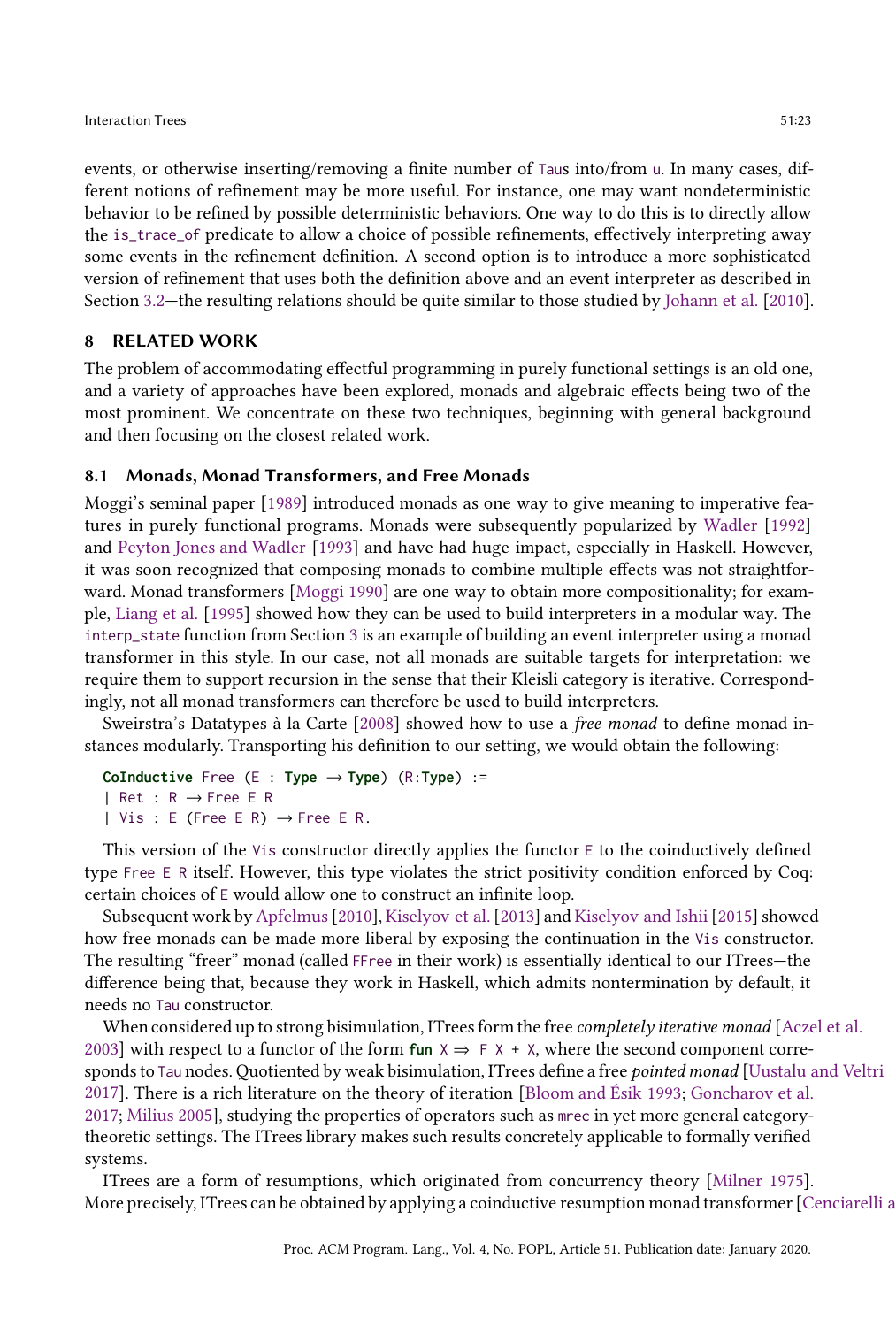events, or otherwise inserting/removing a finite number of Taus into/from u. In many cases, different notions of refinement may be more useful. For instance, one may want nondeterministic behavior to be refined by possible deterministic behaviors. One way to do this is to directly allow the is_trace_of predicate to allow a choice of possible refinements, effectively interpreting away some events in the refinement definition. A second option is to introduce a more sophisticated version of refinement that uses both the definition above and an event interpreter as described in Section 3.2—the resulting relations should be quite similar to those studied by Johann et al. [2010].

## 8 RELATED WORK

The problem of accommodating effectful programming in purely functional settings is an old one, and a variety of approaches have been explored, monads and algebraic effects being two of the most prominent. We concentrate on these two techniques, beginning with general background and then focusing on the closest related work.

### 8.1 Monads, Monad Transformers, and Free Monads

Moggi's seminal paper [1989] introduced monads as one way to give meaning to imperative features in purely functional programs. Monads were subsequently popularized by Wadler [1992] and Peyton Jones and Wadler [1993] and have had huge impact, especially in Haskell. However, it was soon recognized that composing monads to combine multiple effects was not straightforward. Monad transformers [Moggi 1990] are one way to obtain more compositionality; for example, Liang et al. [1995] showed how they can be used to build interpreters in a modular way. The interp_state function from Section 3 is an example of building an event interpreter using a monad transformer in this style. In our case, not all monads are suitable targets for interpretation: we require them to support recursion in the sense that their Kleisli category is iterative. Correspondingly, not all monad transformers can therefore be used to build interpreters.

Sweirstra's Datatypes à la Carte [2008] showed how to use a *free monad* to define monad instances modularly. Transporting his definition to our setting, we would obtain the following:

```
CoInductive Free (E : Type → Type) (R:Type) :=
| Ret : R → Free E R
| Vis : E (Free E R) → Free E R.
```

This version of the Vis constructor directly applies the functor E to the coinductively defined type Free E R itself. However, this type violates the strict positivity condition enforced by Coq: certain choices of E would allow one to construct an infinite loop.

Subsequent work by Apfelmus [2010], Kiselyov et al. [2013] and Kiselyov and Ishii [2015] showed how free monads can be made more liberal by exposing the continuation in the Vis constructor. The resulting "freer" monad (called FFree in their work) is essentially identical to our ITrees—the difference being that, because they work in Haskell, which admits nontermination by default, it needs no Tau constructor.

When considered up to strong bisimulation, ITrees form the free *completely iterative monad* [Aczel et al. 2003] with respect to a functor of the form `fun X ⇒ F X + X`, where the second component corresponds to Tau nodes. Quotiented by weak bisimulation, ITrees define a free *pointed monad* [Uustalu and Veltri 2017]. There is a rich literature on the theory of iteration [Bloom and Ésik 1993; Goncharov et al. 2017; Milius 2005], studying the properties of operators such as mrec in yet more general category-theoretic settings. The ITrees library makes such results concretely applicable to formally verified systems.

ITrees are a form of resumptions, which originated from concurrency theory [Milner 1975]. More precisely, ITrees can be obtained by applying a coinductive resumption monad transformer [Cenciarelli a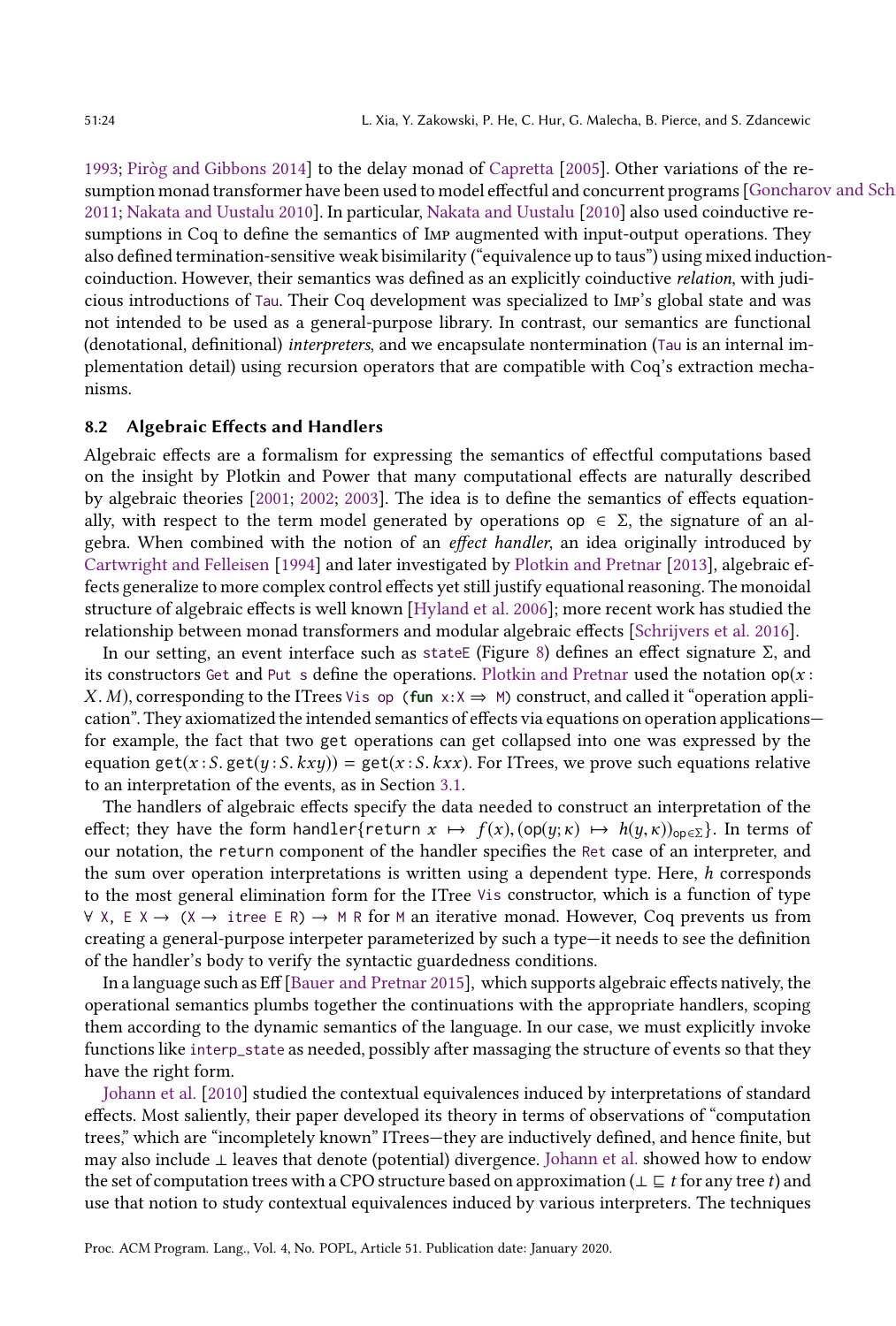1993; Piròg and Gibbons 2014] to the delay monad of Capretta [2005]. Other variations of the resumption monad transformer have been used to model effectful and concurrent programs [Goncharov and Sch 2011; Nakata and Uustalu 2010]. In particular, Nakata and Uustalu [2010] also used coinductive resumptions in Coq to define the semantics of Imp augmented with input-output operations. They also defined termination-sensitive weak bisimilarity ("equivalence up to taus") using mixed induction-coinduction. However, their semantics was defined as an explicitly coinductive *relation*, with judicious introductions of `Tau`. Their Coq development was specialized to Imp's global state and was not intended to be used as a general-purpose library. In contrast, our semantics are functional (denotational, definitional) *interpreters*, and we encapsulate nontermination (`Tau` is an internal implementation detail) using recursion operators that are compatible with Coq's extraction mechanisms.

### 8.2 Algebraic Effects and Handlers

Algebraic effects are a formalism for expressing the semantics of effectful computations based on the insight by Plotkin and Power that many computational effects are naturally described by algebraic theories [2001; 2002; 2003]. The idea is to define the semantics of effects equationally, with respect to the term model generated by operations $\mathsf{op} \in \Sigma$, the signature of an algebra. When combined with the notion of an *effect handler*, an idea originally introduced by Cartwright and Felleisen [1994] and later investigated by Plotkin and Pretnar [2013], algebraic effects generalize to more complex control effects yet still justify equational reasoning. The monoidal structure of algebraic effects is well known [Hyland et al. 2006]; more recent work has studied the relationship between monad transformers and modular algebraic effects [Schrijvers et al. 2016].

In our setting, an event interface such as `stateE` (Figure 8) defines an effect signature $\Sigma$, and its constructors `Get` and `Put s` define the operations. Plotkin and Pretnar used the notation $\mathsf{op}(x : X.\, M)$, corresponding to the ITrees `Vis op (fun x:X ⇒ M)` construct, and called it "operation application". They axiomatized the intended semantics of effects via equations on operation applications—for example, the fact that two `get` operations can get collapsed into one was expressed by the equation $\mathtt{get}(x : S.\, \mathtt{get}(y : S.\, kxy)) = \mathtt{get}(x : S.\, kxx)$. For ITrees, we prove such equations relative to an interpretation of the events, as in Section 3.1.

The handlers of algebraic effects specify the data needed to construct an interpretation of the effect; they have the form $\mathtt{handler}\{\mathtt{return}\ x \ \mapsto\ f(x), (\mathsf{op}(y;\kappa)\ \mapsto\ h(y,\kappa))_{\mathsf{op}\in\Sigma}\}$. In terms of our notation, the `return` component of the handler specifies the `Ret` case of an interpreter, and the sum over operation interpretations is written using a dependent type. Here, $h$ corresponds to the most general elimination form for the ITree `Vis` constructor, which is a function of type `∀ X, E X → (X → itree E R) → M R` for `M` an iterative monad. However, Coq prevents us from creating a general-purpose interpeter parameterized by such a type—it needs to see the definition of the handler's body to verify the syntactic guardedness conditions.

In a language such as Eff [Bauer and Pretnar 2015], which supports algebraic effects natively, the operational semantics plumbs together the continuations with the appropriate handlers, scoping them according to the dynamic semantics of the language. In our case, we must explicitly invoke functions like `interp_state` as needed, possibly after massaging the structure of events so that they have the right form.

Johann et al. [2010] studied the contextual equivalences induced by interpretations of standard effects. Most saliently, their paper developed its theory in terms of observations of "computation trees," which are "incompletely known" ITrees—they are inductively defined, and hence finite, but may also include $\bot$ leaves that denote (potential) divergence. Johann et al. showed how to endow the set of computation trees with a CPO structure based on approximation ($\bot \sqsubseteq t$ for any tree $t$) and use that notion to study contextual equivalences induced by various interpreters. The techniques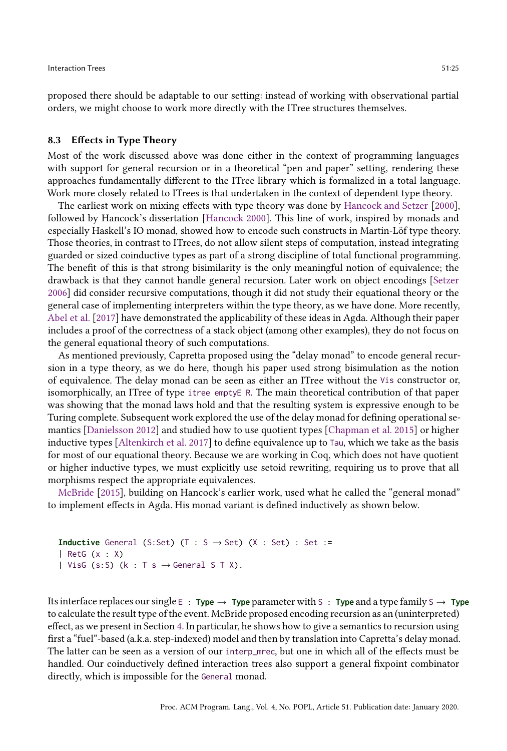proposed there should be adaptable to our setting: instead of working with observational partial orders, we might choose to work more directly with the ITree structures themselves.

### 8.3 Effects in Type Theory

Most of the work discussed above was done either in the context of programming languages with support for general recursion or in a theoretical "pen and paper" setting, rendering these approaches fundamentally different to the ITree library which is formalized in a total language. Work more closely related to ITrees is that undertaken in the context of dependent type theory.

The earliest work on mixing effects with type theory was done by Hancock and Setzer [2000], followed by Hancock's dissertation [Hancock 2000]. This line of work, inspired by monads and especially Haskell's IO monad, showed how to encode such constructs in Martin-Löf type theory. Those theories, in contrast to ITrees, do not allow silent steps of computation, instead integrating guarded or sized coinductive types as part of a strong discipline of total functional programming. The benefit of this is that strong bisimilarity is the only meaningful notion of equivalence; the drawback is that they cannot handle general recursion. Later work on object encodings [Setzer 2006] did consider recursive computations, though it did not study their equational theory or the general case of implementing interpreters within the type theory, as we have done. More recently, Abel et al. [2017] have demonstrated the applicability of these ideas in Agda. Although their paper includes a proof of the correctness of a stack object (among other examples), they do not focus on the general equational theory of such computations.

As mentioned previously, Capretta proposed using the "delay monad" to encode general recursion in a type theory, as we do here, though his paper used strong bisimulation as the notion of equivalence. The delay monad can be seen as either an ITree without the `Vis` constructor or, isomorphically, an ITree of type `itree emptyE R`. The main theoretical contribution of that paper was showing that the monad laws hold and that the resulting system is expressive enough to be Turing complete. Subsequent work explored the use of the delay monad for defining operational semantics [Danielsson 2012] and studied how to use quotient types [Chapman et al. 2015] or higher inductive types [Altenkirch et al. 2017] to define equivalence up to `Tau`, which we take as the basis for most of our equational theory. Because we are working in Coq, which does not have quotient or higher inductive types, we must explicitly use setoid rewriting, requiring us to prove that all morphisms respect the appropriate equivalences.

McBride [2015], building on Hancock's earlier work, used what he called the "general monad" to implement effects in Agda. His monad variant is defined inductively as shown below.

```
Inductive General (S:Set) (T : S → Set) (X : Set) : Set :=
| RetG (x : X)
| VisG (s:S) (k : T s → General S T X).
```

Its interface replaces our single `E : Type → Type` parameter with `S : Type` and a type family `S → Type` to calculate the result type of the event. McBride proposed encoding recursion as an (uninterpreted) effect, as we present in Section 4. In particular, he shows how to give a semantics to recursion using first a "fuel"-based (a.k.a. step-indexed) model and then by translation into Capretta's delay monad. The latter can be seen as a version of our `interp_mrec`, but one in which all of the effects must be handled. Our coinductively defined interaction trees also support a general fixpoint combinator directly, which is impossible for the `General` monad.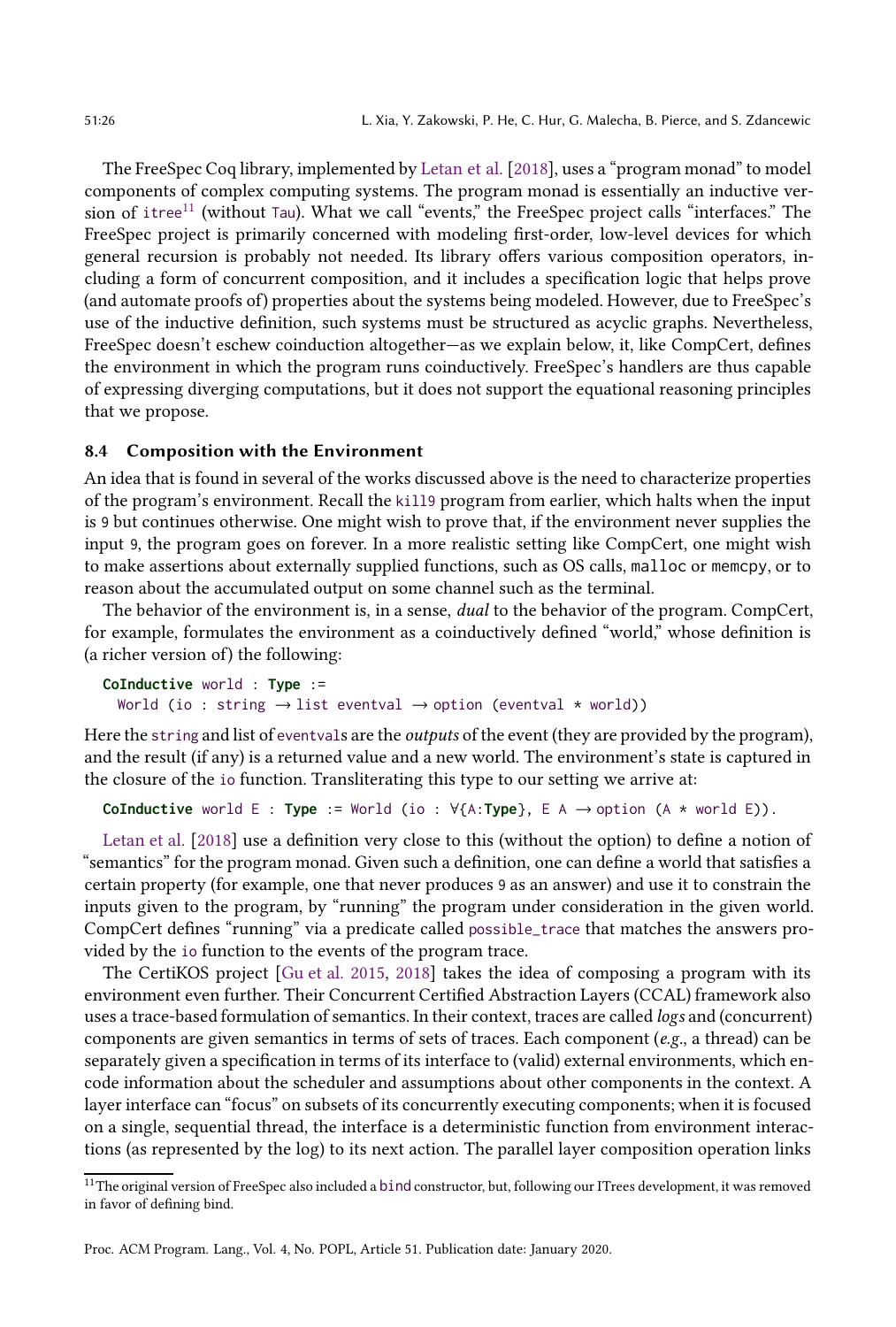The FreeSpec Coq library, implemented by Letan et al. [2018], uses a "program monad" to model components of complex computing systems. The program monad is essentially an inductive version of `itree`[11] (without `Tau`). What we call "events," the FreeSpec project calls "interfaces." The FreeSpec project is primarily concerned with modeling first-order, low-level devices for which general recursion is probably not needed. Its library offers various composition operators, including a form of concurrent composition, and it includes a specification logic that helps prove (and automate proofs of) properties about the systems being modeled. However, due to FreeSpec's use of the inductive definition, such systems must be structured as acyclic graphs. Nevertheless, FreeSpec doesn't eschew coinduction altogether—as we explain below, it, like CompCert, defines the environment in which the program runs coinductively. FreeSpec's handlers are thus capable of expressing diverging computations, but it does not support the equational reasoning principles that we propose.

### 8.4 Composition with the Environment

An idea that is found in several of the works discussed above is the need to characterize properties of the program's environment. Recall the `kill9` program from earlier, which halts when the input is `9` but continues otherwise. One might wish to prove that, if the environment never supplies the input `9`, the program goes on forever. In a more realistic setting like CompCert, one might wish to make assertions about externally supplied functions, such as OS calls, `malloc` or `memcpy`, or to reason about the accumulated output on some channel such as the terminal.

The behavior of the environment is, in a sense, *dual* to the behavior of the program. CompCert, for example, formulates the environment as a coinductively defined "world," whose definition is (a richer version of) the following:

```
CoInductive world : Type :=
  World (io : string → list eventval → option (eventval * world))
```

Here the `string` and list of `eventval`s are the *outputs* of the event (they are provided by the program), and the result (if any) is a returned value and a new world. The environment's state is captured in the closure of the `io` function. Transliterating this type to our setting we arrive at:

```
CoInductive world E : Type := World (io : ∀{A:Type}, E A → option (A * world E)).
```

Letan et al. [2018] use a definition very close to this (without the option) to define a notion of "semantics" for the program monad. Given such a definition, one can define a world that satisfies a certain property (for example, one that never produces 9 as an answer) and use it to constrain the inputs given to the program, by "running" the program under consideration in the given world. CompCert defines "running" via a predicate called `possible_trace` that matches the answers provided by the `io` function to the events of the program trace.

The CertiKOS project [Gu et al. 2015, 2018] takes the idea of composing a program with its environment even further. Their Concurrent Certified Abstraction Layers (CCAL) framework also uses a trace-based formulation of semantics. In their context, traces are called *logs* and (concurrent) components are given semantics in terms of sets of traces. Each component (*e.g.*, a thread) can be separately given a specification in terms of its interface to (valid) external environments, which encode information about the scheduler and assumptions about other components in the context. A layer interface can "focus" on subsets of its concurrently executing components; when it is focused on a single, sequential thread, the interface is a deterministic function from environment interactions (as represented by the log) to its next action. The parallel layer composition operation links

[11] The original version of FreeSpec also included a `bind` constructor, but, following our ITrees development, it was removed in favor of defining bind.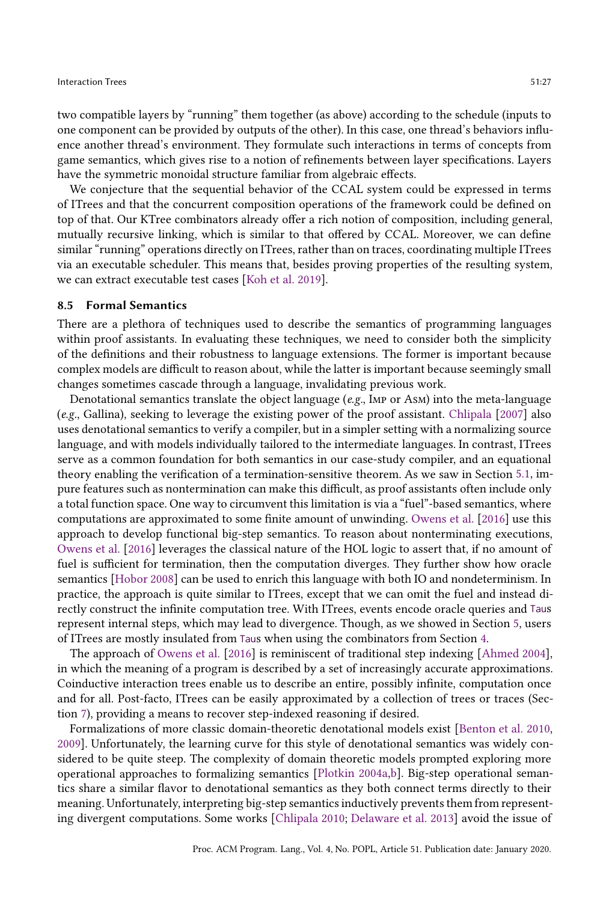two compatible layers by "running" them together (as above) according to the schedule (inputs to one component can be provided by outputs of the other). In this case, one thread's behaviors influence another thread's environment. They formulate such interactions in terms of concepts from game semantics, which gives rise to a notion of refinements between layer specifications. Layers have the symmetric monoidal structure familiar from algebraic effects.

We conjecture that the sequential behavior of the CCAL system could be expressed in terms of ITrees and that the concurrent composition operations of the framework could be defined on top of that. Our KTree combinators already offer a rich notion of composition, including general, mutually recursive linking, which is similar to that offered by CCAL. Moreover, we can define similar "running" operations directly on ITrees, rather than on traces, coordinating multiple ITrees via an executable scheduler. This means that, besides proving properties of the resulting system, we can extract executable test cases [Koh et al. 2019].

### 8.5 Formal Semantics

There are a plethora of techniques used to describe the semantics of programming languages within proof assistants. In evaluating these techniques, we need to consider both the simplicity of the definitions and their robustness to language extensions. The former is important because complex models are difficult to reason about, while the latter is important because seemingly small changes sometimes cascade through a language, invalidating previous work.

Denotational semantics translate the object language (*e.g.*, Imp or Asm) into the meta-language (*e.g.*, Gallina), seeking to leverage the existing power of the proof assistant. Chlipala [2007] also uses denotational semantics to verify a compiler, but in a simpler setting with a normalizing source language, and with models individually tailored to the intermediate languages. In contrast, ITrees serve as a common foundation for both semantics in our case-study compiler, and an equational theory enabling the verification of a termination-sensitive theorem. As we saw in Section 5.1, impure features such as nontermination can make this difficult, as proof assistants often include only a total function space. One way to circumvent this limitation is via a "fuel"-based semantics, where computations are approximated to some finite amount of unwinding. Owens et al. [2016] use this approach to develop functional big-step semantics. To reason about nonterminating executions, Owens et al. [2016] leverages the classical nature of the HOL logic to assert that, if no amount of fuel is sufficient for termination, then the computation diverges. They further show how oracle semantics [Hobor 2008] can be used to enrich this language with both IO and nondeterminism. In practice, the approach is quite similar to ITrees, except that we can omit the fuel and instead directly construct the infinite computation tree. With ITrees, events encode oracle queries and `Tau`s represent internal steps, which may lead to divergence. Though, as we showed in Section 5, users of ITrees are mostly insulated from `Tau`s when using the combinators from Section 4.

The approach of Owens et al. [2016] is reminiscent of traditional step indexing [Ahmed 2004], in which the meaning of a program is described by a set of increasingly accurate approximations. Coinductive interaction trees enable us to describe an entire, possibly infinite, computation once and for all. Post-facto, ITrees can be easily approximated by a collection of trees or traces (Section 7), providing a means to recover step-indexed reasoning if desired.

Formalizations of more classic domain-theoretic denotational models exist [Benton et al. 2010, 2009]. Unfortunately, the learning curve for this style of denotational semantics was widely considered to be quite steep. The complexity of domain theoretic models prompted exploring more operational approaches to formalizing semantics [Plotkin 2004a,b]. Big-step operational semantics share a similar flavor to denotational semantics as they both connect terms directly to their meaning. Unfortunately, interpreting big-step semantics inductively prevents them from representing divergent computations. Some works [Chlipala 2010; Delaware et al. 2013] avoid the issue of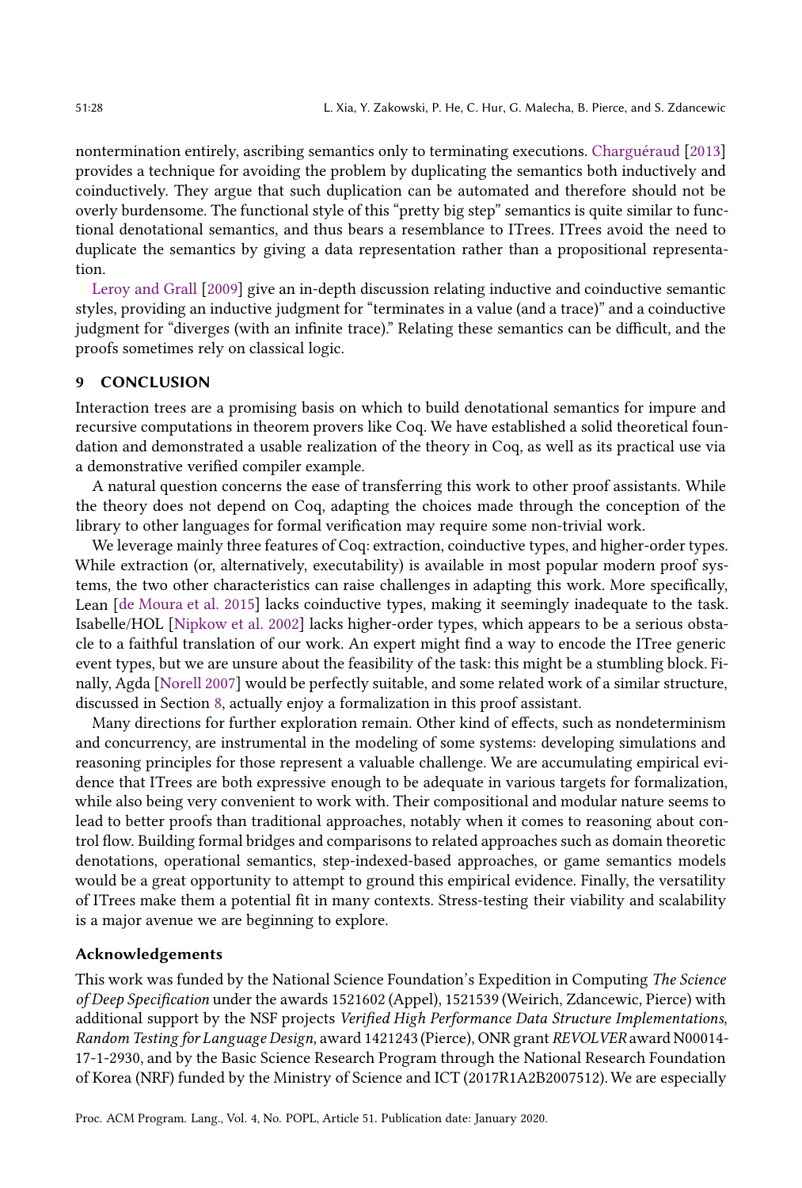nontermination entirely, ascribing semantics only to terminating executions. Charguéraud [2013] provides a technique for avoiding the problem by duplicating the semantics both inductively and coinductively. They argue that such duplication can be automated and therefore should not be overly burdensome. The functional style of this "pretty big step" semantics is quite similar to functional denotational semantics, and thus bears a resemblance to ITrees. ITrees avoid the need to duplicate the semantics by giving a data representation rather than a propositional representation.

Leroy and Grall [2009] give an in-depth discussion relating inductive and coinductive semantic styles, providing an inductive judgment for "terminates in a value (and a trace)" and a coinductive judgment for "diverges (with an infinite trace)." Relating these semantics can be difficult, and the proofs sometimes rely on classical logic.

## 9 CONCLUSION

Interaction trees are a promising basis on which to build denotational semantics for impure and recursive computations in theorem provers like Coq. We have established a solid theoretical foundation and demonstrated a usable realization of the theory in Coq, as well as its practical use via a demonstrative verified compiler example.

A natural question concerns the ease of transferring this work to other proof assistants. While the theory does not depend on Coq, adapting the choices made through the conception of the library to other languages for formal verification may require some non-trivial work.

We leverage mainly three features of Coq: extraction, coinductive types, and higher-order types. While extraction (or, alternatively, executability) is available in most popular modern proof systems, the two other characteristics can raise challenges in adapting this work. More specifically, Lean [de Moura et al. 2015] lacks coinductive types, making it seemingly inadequate to the task. Isabelle/HOL [Nipkow et al. 2002] lacks higher-order types, which appears to be a serious obstacle to a faithful translation of our work. An expert might find a way to encode the ITree generic event types, but we are unsure about the feasibility of the task: this might be a stumbling block. Finally, Agda [Norell 2007] would be perfectly suitable, and some related work of a similar structure, discussed in Section 8, actually enjoy a formalization in this proof assistant.

Many directions for further exploration remain. Other kind of effects, such as nondeterminism and concurrency, are instrumental in the modeling of some systems: developing simulations and reasoning principles for those represent a valuable challenge. We are accumulating empirical evidence that ITrees are both expressive enough to be adequate in various targets for formalization, while also being very convenient to work with. Their compositional and modular nature seems to lead to better proofs than traditional approaches, notably when it comes to reasoning about control flow. Building formal bridges and comparisons to related approaches such as domain theoretic denotations, operational semantics, step-indexed-based approaches, or game semantics models would be a great opportunity to attempt to ground this empirical evidence. Finally, the versatility of ITrees make them a potential fit in many contexts. Stress-testing their viability and scalability is a major avenue we are beginning to explore.

### Acknowledgements

This work was funded by the National Science Foundation's Expedition in Computing *The Science of Deep Specification* under the awards 1521602 (Appel), 1521539 (Weirich, Zdancewic, Pierce) with additional support by the NSF projects *Verified High Performance Data Structure Implementations*, *Random Testing for Language Design*, award 1421243 (Pierce), ONR grant *REVOLVER* award N00014-17-1-2930, and by the Basic Science Research Program through the National Research Foundation of Korea (NRF) funded by the Ministry of Science and ICT (2017R1A2B2007512). We are especially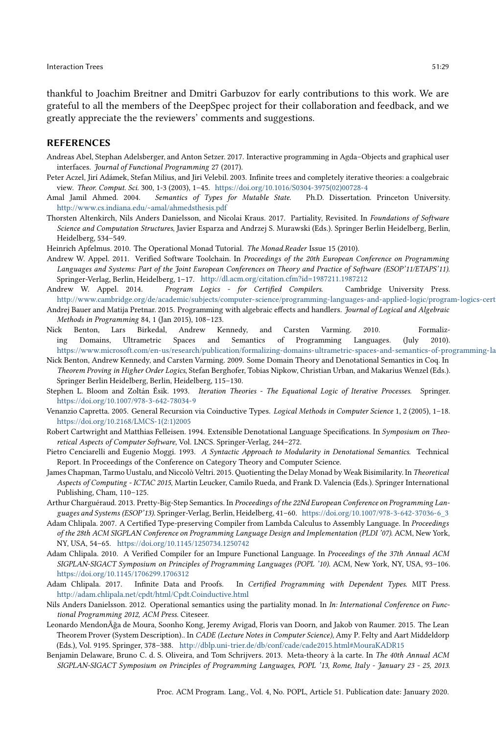thankful to Joachim Breitner and Dmitri Garbuzov for early contributions to this work. We are grateful to all the members of the DeepSpec project for their collaboration and feedback, and we greatly appreciate the the reviewers' comments and suggestions.

## REFERENCES

Andreas Abel, Stephan Adelsberger, and Anton Setzer. 2017. Interactive programming in Agda–Objects and graphical user interfaces. *Journal of Functional Programming* 27 (2017).

Peter Aczel, Jirí Adámek, Stefan Milius, and Jiri Velebil. 2003. Infinite trees and completely iterative theories: a coalgebraic view. *Theor. Comput. Sci.* 300, 1-3 (2003), 1–45. https://doi.org/10.1016/S0304-3975(02)00728-4

Amal Jamil Ahmed. 2004. *Semantics of Types for Mutable State*. Ph.D. Dissertation. Princeton University. http://www.cs.indiana.edu/~amal/ahmedsthesis.pdf

Thorsten Altenkirch, Nils Anders Danielsson, and Nicolai Kraus. 2017. Partiality, Revisited. In *Foundations of Software Science and Computation Structures*, Javier Esparza and Andrzej S. Murawski (Eds.). Springer Berlin Heidelberg, Berlin, Heidelberg, 534–549.

Heinrich Apfelmus. 2010. The Operational Monad Tutorial. *The Monad.Reader* Issue 15 (2010).

Andrew W. Appel. 2011. Verified Software Toolchain. In *Proceedings of the 20th European Conference on Programming Languages and Systems: Part of the Joint European Conferences on Theory and Practice of Software (ESOP'11/ETAPS'11)*. Springer-Verlag, Berlin, Heidelberg, 1–17. http://dl.acm.org/citation.cfm?id=1987211.1987212

Andrew W. Appel. 2014. *Program Logics - for Certified Compilers*. Cambridge University Press. http://www.cambridge.org/de/academic/subjects/computer-science/programming-languages-and-applied-logic/program-logics-cert

Andrej Bauer and Matija Pretnar. 2015. Programming with algebraic effects and handlers. *Journal of Logical and Algebraic Methods in Programming* 84, 1 (Jan 2015), 108–123.

Nick Benton, Lars Birkedal, Andrew Kennedy, and Carsten Varming. 2010. Formalizing Domains, Ultrametric Spaces and Semantics of Programming Languages. (July 2010). https://www.microsoft.com/en-us/research/publication/formalizing-domains-ultrametric-spaces-and-semantics-of-programming-la

Nick Benton, Andrew Kennedy, and Carsten Varming. 2009. Some Domain Theory and Denotational Semantics in Coq. In *Theorem Proving in Higher Order Logics*, Stefan Berghofer, Tobias Nipkow, Christian Urban, and Makarius Wenzel (Eds.). Springer Berlin Heidelberg, Berlin, Heidelberg, 115–130.

Stephen L. Bloom and Zoltán Ésik. 1993. *Iteration Theories - The Equational Logic of Iterative Processes*. Springer. https://doi.org/10.1007/978-3-642-78034-9

Venanzio Capretta. 2005. General Recursion via Coinductive Types. *Logical Methods in Computer Science* 1, 2 (2005), 1–18. https://doi.org/10.2168/LMCS-1(2:1)2005

Robert Cartwright and Matthias Felleisen. 1994. Extensible Denotational Language Specifications. In *Symposium on Theoretical Aspects of Computer Software*, Vol. LNCS. Springer-Verlag, 244–272.

Pietro Cenciarelli and Eugenio Moggi. 1993. *A Syntactic Approach to Modularity in Denotational Semantics*. Technical Report. In Proceedings of the Conference on Category Theory and Computer Science.

James Chapman, Tarmo Uustalu, and Niccolò Veltri. 2015. Quotienting the Delay Monad by Weak Bisimilarity. In *Theoretical Aspects of Computing - ICTAC 2015*, Martin Leucker, Camilo Rueda, and Frank D. Valencia (Eds.). Springer International Publishing, Cham, 110–125.

Arthur Charguéraud. 2013. Pretty-Big-Step Semantics. In *Proceedings of the 22Nd European Conference on Programming Languages and Systems (ESOP'13)*. Springer-Verlag, Berlin, Heidelberg, 41–60. https://doi.org/10.1007/978-3-642-37036-6_3

Adam Chlipala. 2007. A Certified Type-preserving Compiler from Lambda Calculus to Assembly Language. In *Proceedings of the 28th ACM SIGPLAN Conference on Programming Language Design and Implementation (PLDI '07)*. ACM, New York, NY, USA, 54–65. https://doi.org/10.1145/1250734.1250742

Adam Chlipala. 2010. A Verified Compiler for an Impure Functional Language. In *Proceedings of the 37th Annual ACM SIGPLAN-SIGACT Symposium on Principles of Programming Languages (POPL '10)*. ACM, New York, NY, USA, 93–106. https://doi.org/10.1145/1706299.1706312

Adam Chlipala. 2017. Infinite Data and Proofs. In *Certified Programming with Dependent Types*. MIT Press. http://adam.chlipala.net/cpdt/html/Cpdt.Coinductive.html

Nils Anders Danielsson. 2012. Operational semantics using the partiality monad. In *In: International Conference on Functional Programming 2012, ACM Press*. Citeseer.

Leonardo MendonÃğa de Moura, Soonho Kong, Jeremy Avigad, Floris van Doorn, and Jakob von Raumer. 2015. The Lean Theorem Prover (System Description).. In *CADE (Lecture Notes in Computer Science)*, Amy P. Felty and Aart Middeldorp (Eds.), Vol. 9195. Springer, 378–388. http://dblp.uni-trier.de/db/conf/cade/cade2015.html#MouraKADR15

Benjamin Delaware, Bruno C. d. S. Oliveira, and Tom Schrijvers. 2013. Meta-theory à la carte. In *The 40th Annual ACM SIGPLAN-SIGACT Symposium on Principles of Programming Languages, POPL '13, Rome, Italy - January 23 - 25, 2013*.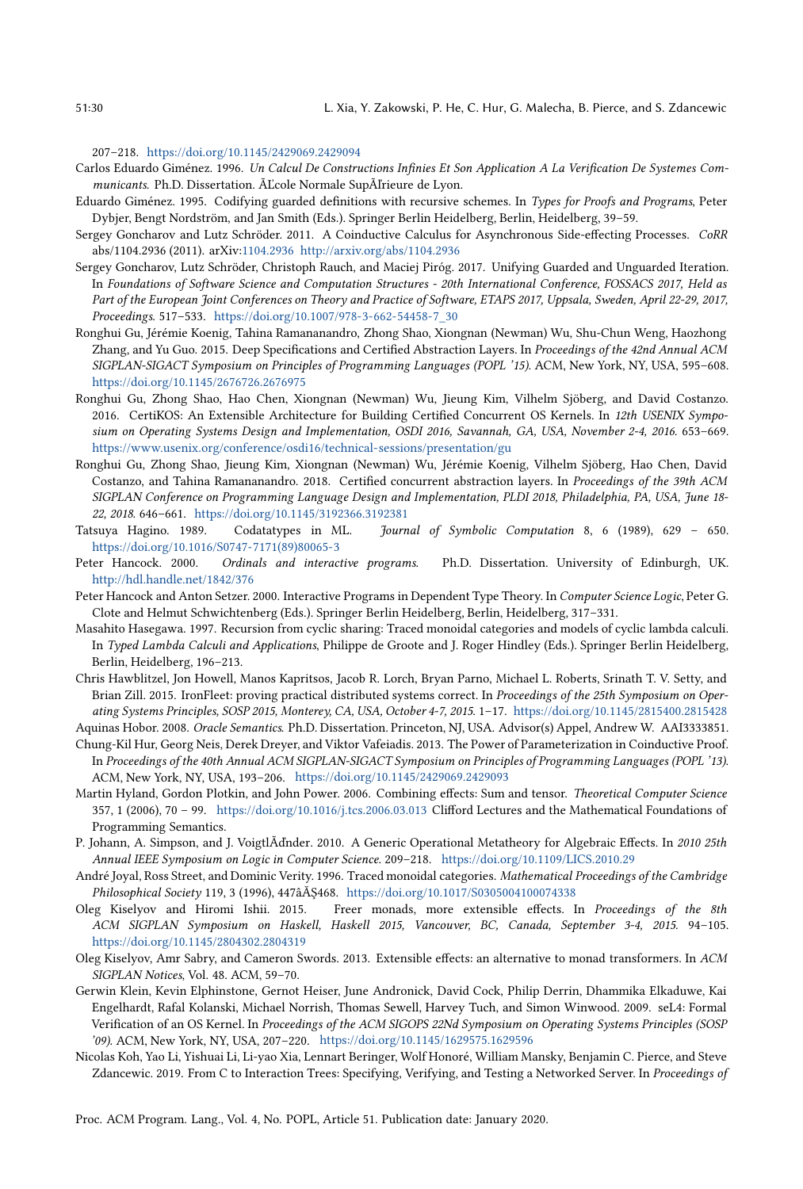207–218. https://doi.org/10.1145/2429069.2429094

Carlos Eduardo Giménez. 1996. *Un Calcul De Constructions Infinies Et Son Application A La Verification De Systemes Communicants*. Ph.D. Dissertation. ÃĽcole Normale SupÃĽrieure de Lyon.

Eduardo Giménez. 1995. Codifying guarded definitions with recursive schemes. In *Types for Proofs and Programs*, Peter Dybjer, Bengt Nordström, and Jan Smith (Eds.). Springer Berlin Heidelberg, Berlin, Heidelberg, 39–59.

Sergey Goncharov and Lutz Schröder. 2011. A Coinductive Calculus for Asynchronous Side-effecting Processes. *CoRR* abs/1104.2936 (2011). arXiv:1104.2936 http://arxiv.org/abs/1104.2936

Sergey Goncharov, Lutz Schröder, Christoph Rauch, and Maciej Piróg. 2017. Unifying Guarded and Unguarded Iteration. In *Foundations of Software Science and Computation Structures - 20th International Conference, FOSSACS 2017, Held as Part of the European Joint Conferences on Theory and Practice of Software, ETAPS 2017, Uppsala, Sweden, April 22-29, 2017, Proceedings*. 517–533. https://doi.org/10.1007/978-3-662-54458-7_30

Ronghui Gu, Jérémie Koenig, Tahina Ramananandro, Zhong Shao, Xiongnan (Newman) Wu, Shu-Chun Weng, Haozhong Zhang, and Yu Guo. 2015. Deep Specifications and Certified Abstraction Layers. In *Proceedings of the 42nd Annual ACM SIGPLAN-SIGACT Symposium on Principles of Programming Languages (POPL '15)*. ACM, New York, NY, USA, 595–608. https://doi.org/10.1145/2676726.2676975

Ronghui Gu, Zhong Shao, Hao Chen, Xiongnan (Newman) Wu, Jieung Kim, Vilhelm Sjöberg, and David Costanzo. 2016. CertiKOS: An Extensible Architecture for Building Certified Concurrent OS Kernels. In *12th USENIX Symposium on Operating Systems Design and Implementation, OSDI 2016, Savannah, GA, USA, November 2-4, 2016*. 653–669. https://www.usenix.org/conference/osdi16/technical-sessions/presentation/gu

Ronghui Gu, Zhong Shao, Jieung Kim, Xiongnan (Newman) Wu, Jérémie Koenig, Vilhelm Sjöberg, Hao Chen, David Costanzo, and Tahina Ramananandro. 2018. Certified concurrent abstraction layers. In *Proceedings of the 39th ACM SIGPLAN Conference on Programming Language Design and Implementation, PLDI 2018, Philadelphia, PA, USA, June 18-22, 2018*. 646–661. https://doi.org/10.1145/3192366.3192381

Tatsuya Hagino. 1989. Codatatypes in ML. *Journal of Symbolic Computation* 8, 6 (1989), 629 – 650. https://doi.org/10.1016/S0747-7171(89)80065-3

Peter Hancock. 2000. *Ordinals and interactive programs*. Ph.D. Dissertation. University of Edinburgh, UK. http://hdl.handle.net/1842/376

Peter Hancock and Anton Setzer. 2000. Interactive Programs in Dependent Type Theory. In *Computer Science Logic*, Peter G. Clote and Helmut Schwichtenberg (Eds.). Springer Berlin Heidelberg, Berlin, Heidelberg, 317–331.

Masahito Hasegawa. 1997. Recursion from cyclic sharing: Traced monoidal categories and models of cyclic lambda calculi. In *Typed Lambda Calculi and Applications*, Philippe de Groote and J. Roger Hindley (Eds.). Springer Berlin Heidelberg, Berlin, Heidelberg, 196–213.

Chris Hawblitzel, Jon Howell, Manos Kapritsos, Jacob R. Lorch, Bryan Parno, Michael L. Roberts, Srinath T. V. Setty, and Brian Zill. 2015. IronFleet: proving practical distributed systems correct. In *Proceedings of the 25th Symposium on Operating Systems Principles, SOSP 2015, Monterey, CA, USA, October 4-7, 2015*. 1–17. https://doi.org/10.1145/2815400.2815428

Aquinas Hobor. 2008. *Oracle Semantics*. Ph.D. Dissertation. Princeton, NJ, USA. Advisor(s) Appel, Andrew W. AAI3333851.

Chung-Kil Hur, Georg Neis, Derek Dreyer, and Viktor Vafeiadis. 2013. The Power of Parameterization in Coinductive Proof. In *Proceedings of the 40th Annual ACM SIGPLAN-SIGACT Symposium on Principles of Programming Languages (POPL '13)*. ACM, New York, NY, USA, 193–206. https://doi.org/10.1145/2429069.2429093

Martin Hyland, Gordon Plotkin, and John Power. 2006. Combining effects: Sum and tensor. *Theoretical Computer Science* 357, 1 (2006), 70 – 99. https://doi.org/10.1016/j.tcs.2006.03.013 Clifford Lectures and the Mathematical Foundations of Programming Semantics.

P. Johann, A. Simpson, and J. VoigtlÃďnder. 2010. A Generic Operational Metatheory for Algebraic Effects. In *2010 25th Annual IEEE Symposium on Logic in Computer Science*. 209–218. https://doi.org/10.1109/LICS.2010.29

André Joyal, Ross Street, and Dominic Verity. 1996. Traced monoidal categories. *Mathematical Proceedings of the Cambridge Philosophical Society* 119, 3 (1996), 447âĂŞ468. https://doi.org/10.1017/S0305004100074338

Oleg Kiselyov and Hiromi Ishii. 2015. Freer monads, more extensible effects. In *Proceedings of the 8th ACM SIGPLAN Symposium on Haskell, Haskell 2015, Vancouver, BC, Canada, September 3-4, 2015*. 94–105. https://doi.org/10.1145/2804302.2804319

Oleg Kiselyov, Amr Sabry, and Cameron Swords. 2013. Extensible effects: an alternative to monad transformers. In *ACM SIGPLAN Notices*, Vol. 48. ACM, 59–70.

Gerwin Klein, Kevin Elphinstone, Gernot Heiser, June Andronick, David Cock, Philip Derrin, Dhammika Elkaduwe, Kai Engelhardt, Rafal Kolanski, Michael Norrish, Thomas Sewell, Harvey Tuch, and Simon Winwood. 2009. seL4: Formal Verification of an OS Kernel. In *Proceedings of the ACM SIGOPS 22Nd Symposium on Operating Systems Principles (SOSP '09)*. ACM, New York, NY, USA, 207–220. https://doi.org/10.1145/1629575.1629596

Nicolas Koh, Yao Li, Yishuai Li, Li-yao Xia, Lennart Beringer, Wolf Honoré, William Mansky, Benjamin C. Pierce, and Steve Zdancewic. 2019. From C to Interaction Trees: Specifying, Verifying, and Testing a Networked Server. In *Proceedings of*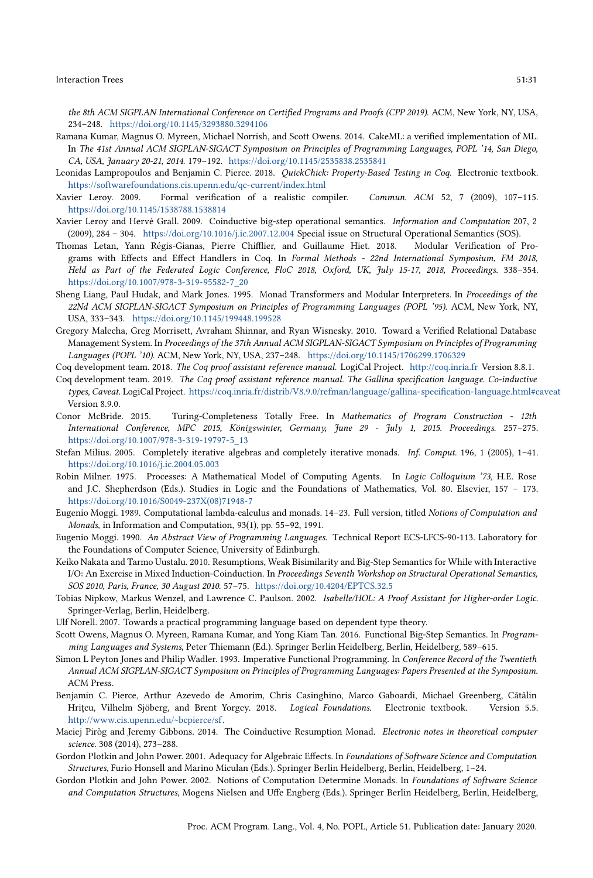*the 8th ACM SIGPLAN International Conference on Certified Programs and Proofs (CPP 2019)*. ACM, New York, NY, USA, 234–248. https://doi.org/10.1145/3293880.3294106

Ramana Kumar, Magnus O. Myreen, Michael Norrish, and Scott Owens. 2014. CakeML: a verified implementation of ML. In *The 41st Annual ACM SIGPLAN-SIGACT Symposium on Principles of Programming Languages, POPL '14, San Diego, CA, USA, January 20-21, 2014*. 179–192. https://doi.org/10.1145/2535838.2535841

Leonidas Lampropoulos and Benjamin C. Pierce. 2018. *QuickChick: Property-Based Testing in Coq*. Electronic textbook. https://softwarefoundations.cis.upenn.edu/qc-current/index.html

Xavier Leroy. 2009. Formal verification of a realistic compiler. *Commun. ACM* 52, 7 (2009), 107–115. https://doi.org/10.1145/1538788.1538814

Xavier Leroy and Hervé Grall. 2009. Coinductive big-step operational semantics. *Information and Computation* 207, 2 (2009), 284 – 304. https://doi.org/10.1016/j.ic.2007.12.004 Special issue on Structural Operational Semantics (SOS).

Thomas Letan, Yann Régis-Gianas, Pierre Chifflier, and Guillaume Hiet. 2018. Modular Verification of Programs with Effects and Effect Handlers in Coq. In *Formal Methods - 22nd International Symposium, FM 2018, Held as Part of the Federated Logic Conference, FloC 2018, Oxford, UK, July 15-17, 2018, Proceedings*. 338–354. https://doi.org/10.1007/978-3-319-95582-7_20

Sheng Liang, Paul Hudak, and Mark Jones. 1995. Monad Transformers and Modular Interpreters. In *Proceedings of the 22Nd ACM SIGPLAN-SIGACT Symposium on Principles of Programming Languages (POPL '95)*. ACM, New York, NY, USA, 333–343. https://doi.org/10.1145/199448.199528

Gregory Malecha, Greg Morrisett, Avraham Shinnar, and Ryan Wisnesky. 2010. Toward a Verified Relational Database Management System. In *Proceedings of the 37th Annual ACM SIGPLAN-SIGACT Symposium on Principles of Programming Languages (POPL '10)*. ACM, New York, NY, USA, 237–248. https://doi.org/10.1145/1706299.1706329

Coq development team. 2018. *The Coq proof assistant reference manual*. LogiCal Project. http://coq.inria.fr Version 8.8.1.

Coq development team. 2019. *The Coq proof assistant reference manual. The Gallina specification language. Co-inductive types, Caveat.* LogiCal Project. https://coq.inria.fr/distrib/V8.9.0/refman/language/gallina-specification-language.html#caveat Version 8.9.0.

Conor McBride. 2015. Turing-Completeness Totally Free. In *Mathematics of Program Construction - 12th International Conference, MPC 2015, Königswinter, Germany, June 29 - July 1, 2015. Proceedings*. 257–275. https://doi.org/10.1007/978-3-319-19797-5_13

Stefan Milius. 2005. Completely iterative algebras and completely iterative monads. *Inf. Comput.* 196, 1 (2005), 1–41. https://doi.org/10.1016/j.ic.2004.05.003

Robin Milner. 1975. Processes: A Mathematical Model of Computing Agents. In *Logic Colloquium '73*, H.E. Rose and J.C. Shepherdson (Eds.). Studies in Logic and the Foundations of Mathematics, Vol. 80. Elsevier, 157 – 173. https://doi.org/10.1016/S0049-237X(08)71948-7

Eugenio Moggi. 1989. Computational lambda-calculus and monads. 14–23. Full version, titled *Notions of Computation and Monads*, in Information and Computation, 93(1), pp. 55–92, 1991.

Eugenio Moggi. 1990. *An Abstract View of Programming Languages*. Technical Report ECS-LFCS-90-113. Laboratory for the Foundations of Computer Science, University of Edinburgh.

Keiko Nakata and Tarmo Uustalu. 2010. Resumptions, Weak Bisimilarity and Big-Step Semantics for While with Interactive I/O: An Exercise in Mixed Induction-Coinduction. In *Proceedings Seventh Workshop on Structural Operational Semantics, SOS 2010, Paris, France, 30 August 2010*. 57–75. https://doi.org/10.4204/EPTCS.32.5

Tobias Nipkow, Markus Wenzel, and Lawrence C. Paulson. 2002. *Isabelle/HOL: A Proof Assistant for Higher-order Logic*. Springer-Verlag, Berlin, Heidelberg.

Ulf Norell. 2007. Towards a practical programming language based on dependent type theory.

Scott Owens, Magnus O. Myreen, Ramana Kumar, and Yong Kiam Tan. 2016. Functional Big-Step Semantics. In *Programming Languages and Systems*, Peter Thiemann (Ed.). Springer Berlin Heidelberg, Berlin, Heidelberg, 589–615.

Simon L Peyton Jones and Philip Wadler. 1993. Imperative Functional Programming. In *Conference Record of the Twentieth Annual ACM SIGPLAN-SIGACT Symposium on Principles of Programming Languages: Papers Presented at the Symposium*. ACM Press.

Benjamin C. Pierce, Arthur Azevedo de Amorim, Chris Casinghino, Marco Gaboardi, Michael Greenberg, Cătălin Hriţcu, Vilhelm Sjöberg, and Brent Yorgey. 2018. *Logical Foundations*. Electronic textbook. Version 5.5. http://www.cis.upenn.edu/~bcpierce/sf.

Maciej Piròg and Jeremy Gibbons. 2014. The Coinductive Resumption Monad. *Electronic notes in theoretical computer science*. 308 (2014), 273–288.

Gordon Plotkin and John Power. 2001. Adequacy for Algebraic Effects. In *Foundations of Software Science and Computation Structures*, Furio Honsell and Marino Miculan (Eds.). Springer Berlin Heidelberg, Berlin, Heidelberg, 1–24.

Gordon Plotkin and John Power. 2002. Notions of Computation Determine Monads. In *Foundations of Software Science and Computation Structures*, Mogens Nielsen and Uffe Engberg (Eds.). Springer Berlin Heidelberg, Berlin, Heidelberg,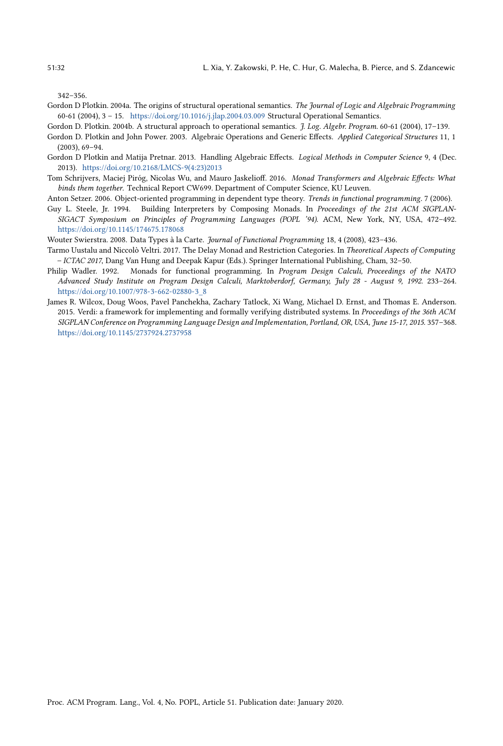342–356.

Gordon D Plotkin. 2004a. The origins of structural operational semantics. *The Journal of Logic and Algebraic Programming* 60-61 (2004), 3 – 15. https://doi.org/10.1016/j.jlap.2004.03.009 Structural Operational Semantics.

Gordon D. Plotkin. 2004b. A structural approach to operational semantics. *J. Log. Algebr. Program.* 60-61 (2004), 17–139.

Gordon D. Plotkin and John Power. 2003. Algebraic Operations and Generic Effects. *Applied Categorical Structures* 11, 1 (2003), 69–94.

Gordon D Plotkin and Matija Pretnar. 2013. Handling Algebraic Effects. *Logical Methods in Computer Science* 9, 4 (Dec. 2013). https://doi.org/10.2168/LMCS-9(4:23)2013

Tom Schrijvers, Maciej Piróg, Nicolas Wu, and Mauro Jaskelioff. 2016. *Monad Transformers and Algebraic Effects: What binds them together.* Technical Report CW699. Department of Computer Science, KU Leuven.

Anton Setzer. 2006. Object-oriented programming in dependent type theory. *Trends in functional programming.* 7 (2006).

Guy L. Steele, Jr. 1994. Building Interpreters by Composing Monads. In *Proceedings of the 21st ACM SIGPLAN-SIGACT Symposium on Principles of Programming Languages (POPL '94).* ACM, New York, NY, USA, 472–492. https://doi.org/10.1145/174675.178068

Wouter Swierstra. 2008. Data Types à la Carte. *Journal of Functional Programming* 18, 4 (2008), 423–436.

Tarmo Uustalu and Niccolò Veltri. 2017. The Delay Monad and Restriction Categories. In *Theoretical Aspects of Computing – ICTAC 2017*, Dang Van Hung and Deepak Kapur (Eds.). Springer International Publishing, Cham, 32–50.

Philip Wadler. 1992. Monads for functional programming. In *Program Design Calculi, Proceedings of the NATO Advanced Study Institute on Program Design Calculi, Marktoberdorf, Germany, July 28 - August 9, 1992.* 233–264. https://doi.org/10.1007/978-3-662-02880-3_8

James R. Wilcox, Doug Woos, Pavel Panchekha, Zachary Tatlock, Xi Wang, Michael D. Ernst, and Thomas E. Anderson. 2015. Verdi: a framework for implementing and formally verifying distributed systems. In *Proceedings of the 36th ACM SIGPLAN Conference on Programming Language Design and Implementation, Portland, OR, USA, June 15-17, 2015.* 357–368. https://doi.org/10.1145/2737924.2737958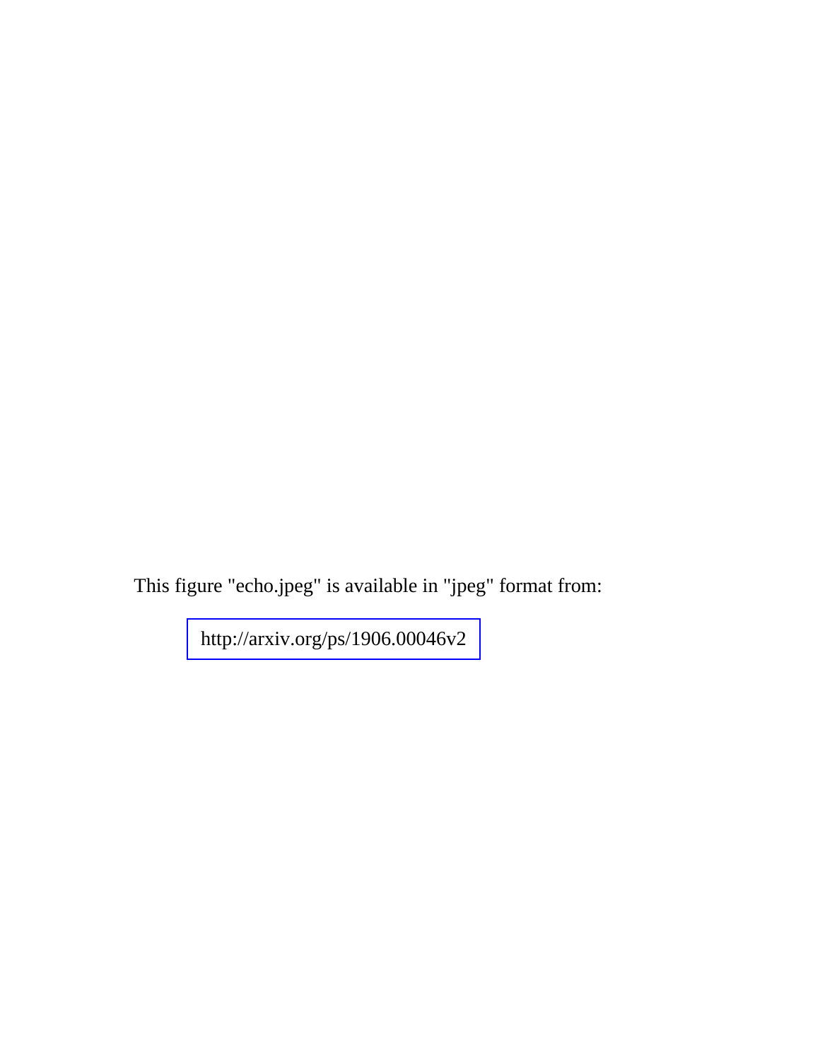This figure "echo.jpeg" is available in "jpeg" format from:

http://arxiv.org/ps/1906.00046v2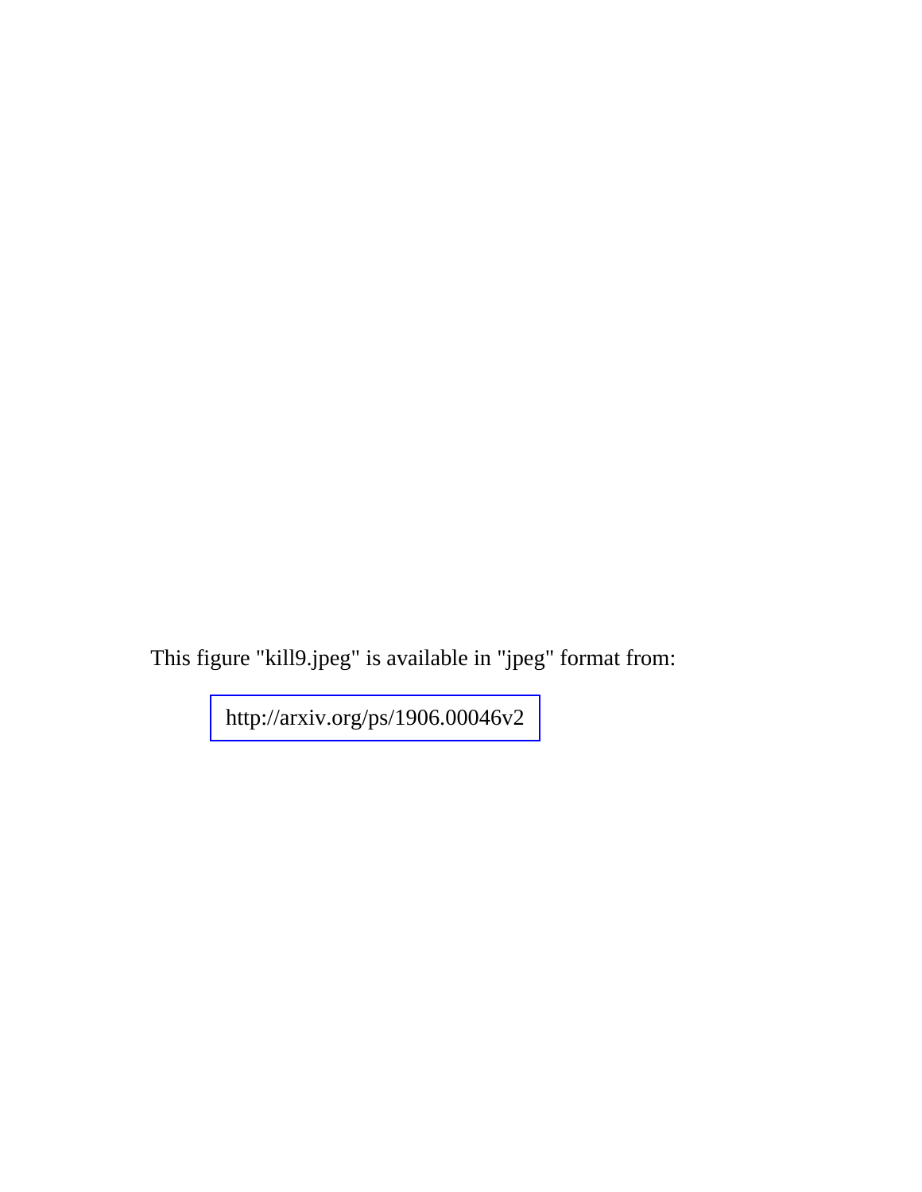This figure "kill9.jpeg" is available in "jpeg" format from:

http://arxiv.org/ps/1906.00046v2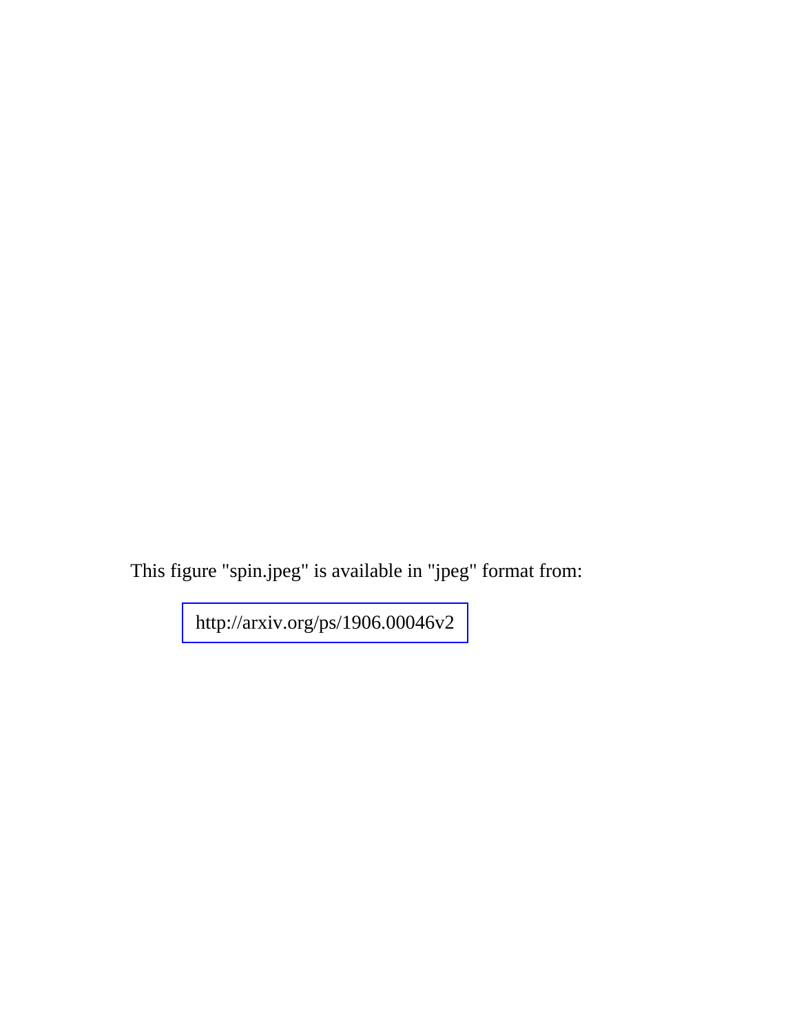This figure "spin.jpeg" is available in "jpeg" format from:

http://arxiv.org/ps/1906.00046v2